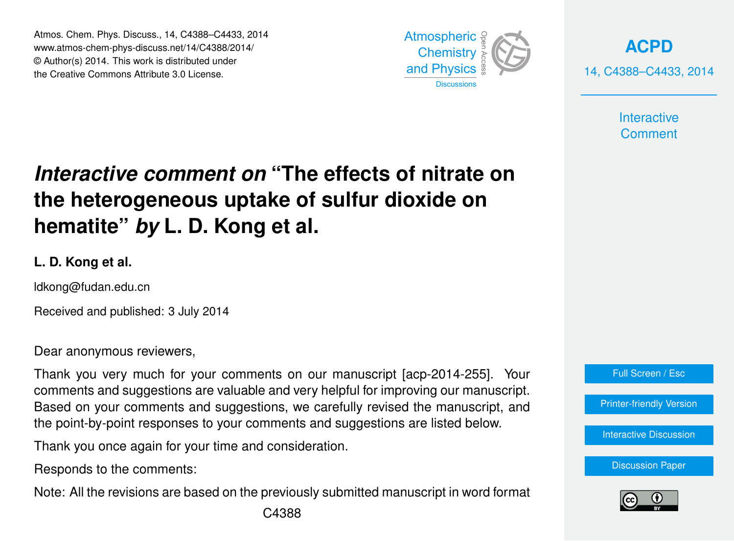# *Interactive comment on* "The effects of nitrate on the heterogeneous uptake of sulfur dioxide on hematite" *by* L. D. Kong et al.

**L. D. Kong et al.**

ldkong@fudan.edu.cn

Received and published: 3 July 2014

Dear anonymous reviewers,

Thank you very much for your comments on our manuscript [acp-2014-255]. Your comments and suggestions are valuable and very helpful for improving our manuscript. Based on your comments and suggestions, we carefully revised the manuscript, and the point-by-point responses to your comments and suggestions are listed below.

Thank you once again for your time and consideration.

Responds to the comments:

Note: All the revisions are based on the previously submitted manuscript in word format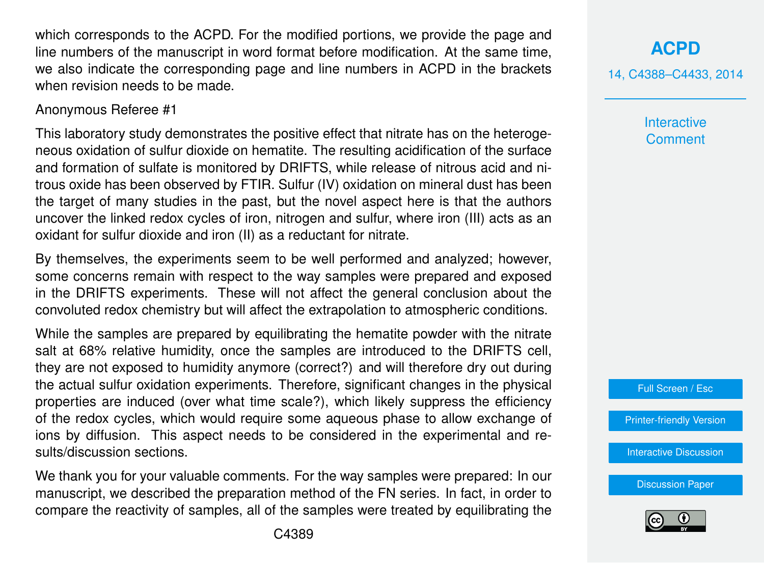which corresponds to the ACPD. For the modified portions, we provide the page and line numbers of the manuscript in word format before modification. At the same time, we also indicate the corresponding page and line numbers in ACPD in the brackets when revision needs to be made.

Anonymous Referee #1

This laboratory study demonstrates the positive effect that nitrate has on the heterogeneous oxidation of sulfur dioxide on hematite. The resulting acidification of the surface and formation of sulfate is monitored by DRIFTS, while release of nitrous acid and nitrous oxide has been observed by FTIR. Sulfur (IV) oxidation on mineral dust has been the target of many studies in the past, but the novel aspect here is that the authors uncover the linked redox cycles of iron, nitrogen and sulfur, where iron (III) acts as an oxidant for sulfur dioxide and iron (II) as a reductant for nitrate.

By themselves, the experiments seem to be well performed and analyzed; however, some concerns remain with respect to the way samples were prepared and exposed in the DRIFTS experiments. These will not affect the general conclusion about the convoluted redox chemistry but will affect the extrapolation to atmospheric conditions.

While the samples are prepared by equilibrating the hematite powder with the nitrate salt at 68% relative humidity, once the samples are introduced to the DRIFTS cell, they are not exposed to humidity anymore (correct?) and will therefore dry out during the actual sulfur oxidation experiments. Therefore, significant changes in the physical properties are induced (over what time scale?), which likely suppress the efficiency of the redox cycles, which would require some aqueous phase to allow exchange of ions by diffusion. This aspect needs to be considered in the experimental and results/discussion sections.

We thank you for your valuable comments. For the way samples were prepared: In our manuscript, we described the preparation method of the FN series. In fact, in order to compare the reactivity of samples, all of the samples were treated by equilibrating the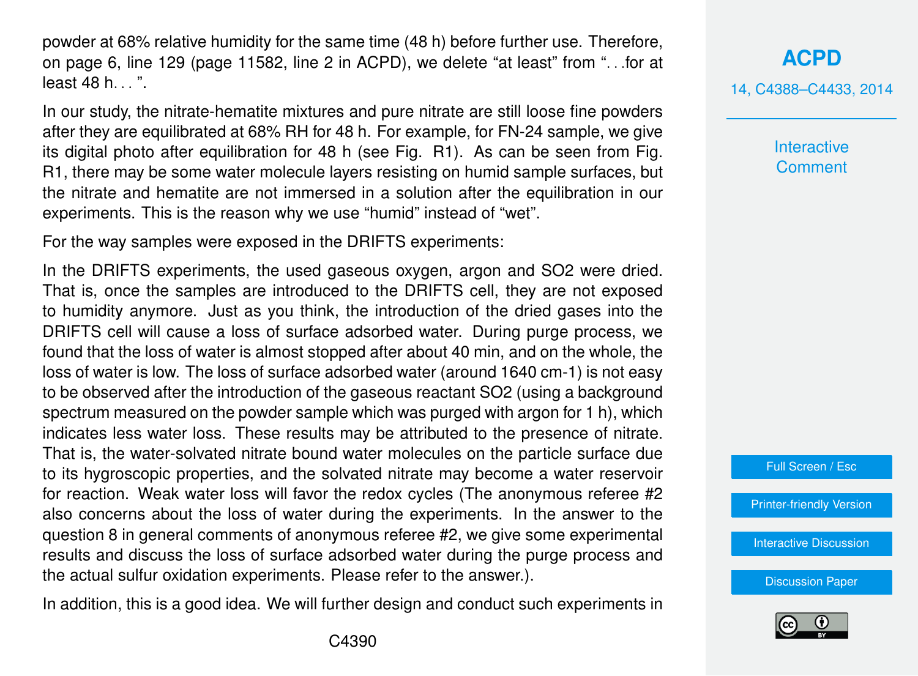powder at 68% relative humidity for the same time (48 h) before further use. Therefore, on page 6, line 129 (page 11582, line 2 in ACPD), we delete "at least" from "...for at least 48 h...".

In our study, the nitrate-hematite mixtures and pure nitrate are still loose fine powders after they are equilibrated at 68% RH for 48 h. For example, for FN-24 sample, we give its digital photo after equilibration for 48 h (see Fig. R1). As can be seen from Fig. R1, there may be some water molecule layers resisting on humid sample surfaces, but the nitrate and hematite are not immersed in a solution after the equilibration in our experiments. This is the reason why we use "humid" instead of "wet".

For the way samples were exposed in the DRIFTS experiments:

In the DRIFTS experiments, the used gaseous oxygen, argon and $SO_2$ were dried. That is, once the samples are introduced to the DRIFTS cell, they are not exposed to humidity anymore. Just as you think, the introduction of the dried gases into the DRIFTS cell will cause a loss of surface adsorbed water. During purge process, we found that the loss of water is almost stopped after about 40 min, and on the whole, the loss of water is low. The loss of surface adsorbed water (around 1640 $cm^{-1}$) is not easy to be observed after the introduction of the gaseous reactant $SO_2$ (using a background spectrum measured on the powder sample which was purged with argon for 1 h), which indicates less water loss. These results may be attributed to the presence of nitrate. That is, the water-solvated nitrate bound water molecules on the particle surface due to its hygroscopic properties, and the solvated nitrate may become a water reservoir for reaction. Weak water loss will favor the redox cycles (The anonymous referee #2 also concerns about the loss of water during the experiments. In the answer to the question 8 in general comments of anonymous referee #2, we give some experimental results and discuss the loss of surface adsorbed water during the purge process and the actual sulfur oxidation experiments. Please refer to the answer.).

In addition, this is a good idea. We will further design and conduct such experiments in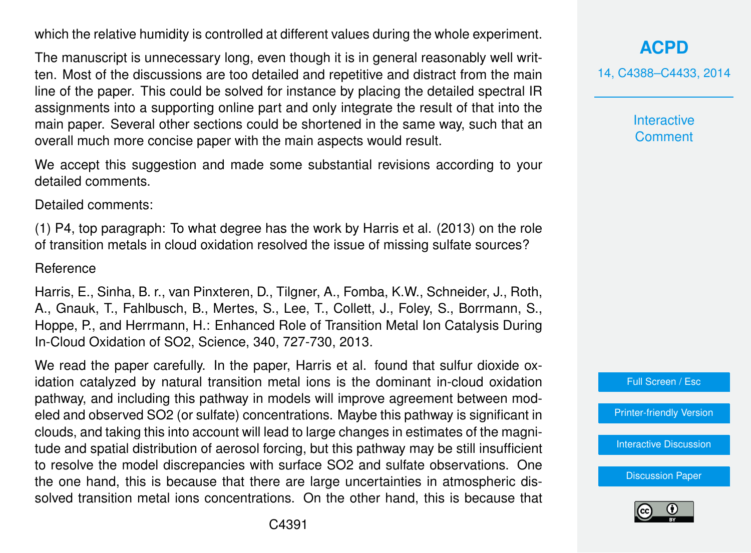which the relative humidity is controlled at different values during the whole experiment.

The manuscript is unnecessary long, even though it is in general reasonably well written. Most of the discussions are too detailed and repetitive and distract from the main line of the paper. This could be solved for instance by placing the detailed spectral IR assignments into a supporting online part and only integrate the result of that into the main paper. Several other sections could be shortened in the same way, such that an overall much more concise paper with the main aspects would result.

We accept this suggestion and made some substantial revisions according to your detailed comments.

Detailed comments:

(1) P4, top paragraph: To what degree has the work by Harris et al. (2013) on the role of transition metals in cloud oxidation resolved the issue of missing sulfate sources?

Reference

Harris, E., Sinha, B. r., van Pinxteren, D., Tilgner, A., Fomba, K.W., Schneider, J., Roth, A., Gnauk, T., Fahlbusch, B., Mertes, S., Lee, T., Collett, J., Foley, S., Borrmann, S., Hoppe, P., and Herrmann, H.: Enhanced Role of Transition Metal Ion Catalysis During In-Cloud Oxidation of SO2, Science, 340, 727-730, 2013.

We read the paper carefully. In the paper, Harris et al. found that sulfur dioxide oxidation catalyzed by natural transition metal ions is the dominant in-cloud oxidation pathway, and including this pathway in models will improve agreement between modeled and observed SO2 (or sulfate) concentrations. Maybe this pathway is significant in clouds, and taking this into account will lead to large changes in estimates of the magnitude and spatial distribution of aerosol forcing, but this pathway may be still insufficient to resolve the model discrepancies with surface SO2 and sulfate observations. One the one hand, this is because that there are large uncertainties in atmospheric dissolved transition metal ions concentrations. On the other hand, this is because that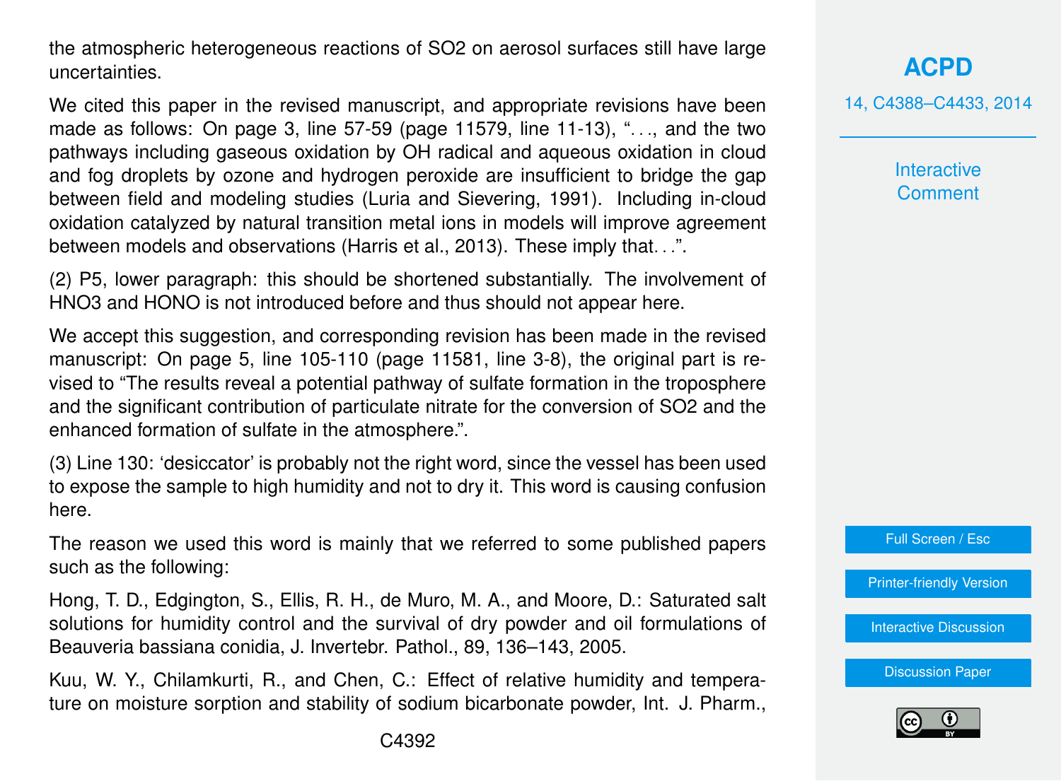the atmospheric heterogeneous reactions of $SO_2$ on aerosol surfaces still have large uncertainties.

We cited this paper in the revised manuscript, and appropriate revisions have been made as follows: On page 3, line 57-59 (page 11579, line 11-13), "..., and the two pathways including gaseous oxidation by OH radical and aqueous oxidation in cloud and fog droplets by ozone and hydrogen peroxide are insufficient to bridge the gap between field and modeling studies (Luria and Sievering, 1991). Including in-cloud oxidation catalyzed by natural transition metal ions in models will improve agreement between models and observations (Harris et al., 2013). These imply that...".

(2) P5, lower paragraph: this should be shortened substantially. The involvement of $HNO_3$ and HONO is not introduced before and thus should not appear here.

We accept this suggestion, and corresponding revision has been made in the revised manuscript: On page 5, line 105-110 (page 11581, line 3-8), the original part is revised to "The results reveal a potential pathway of sulfate formation in the troposphere and the significant contribution of particulate nitrate for the conversion of $SO_2$ and the enhanced formation of sulfate in the atmosphere.".

(3) Line 130: 'desiccator' is probably not the right word, since the vessel has been used to expose the sample to high humidity and not to dry it. This word is causing confusion here.

The reason we used this word is mainly that we referred to some published papers such as the following:

Hong, T. D., Edgington, S., Ellis, R. H., de Muro, M. A., and Moore, D.: Saturated salt solutions for humidity control and the survival of dry powder and oil formulations of Beauveria bassiana conidia, J. Invertebr. Pathol., 89, 136–143, 2005.

Kuu, W. Y., Chilamkurti, R., and Chen, C.: Effect of relative humidity and temperature on moisture sorption and stability of sodium bicarbonate powder, Int. J. Pharm.,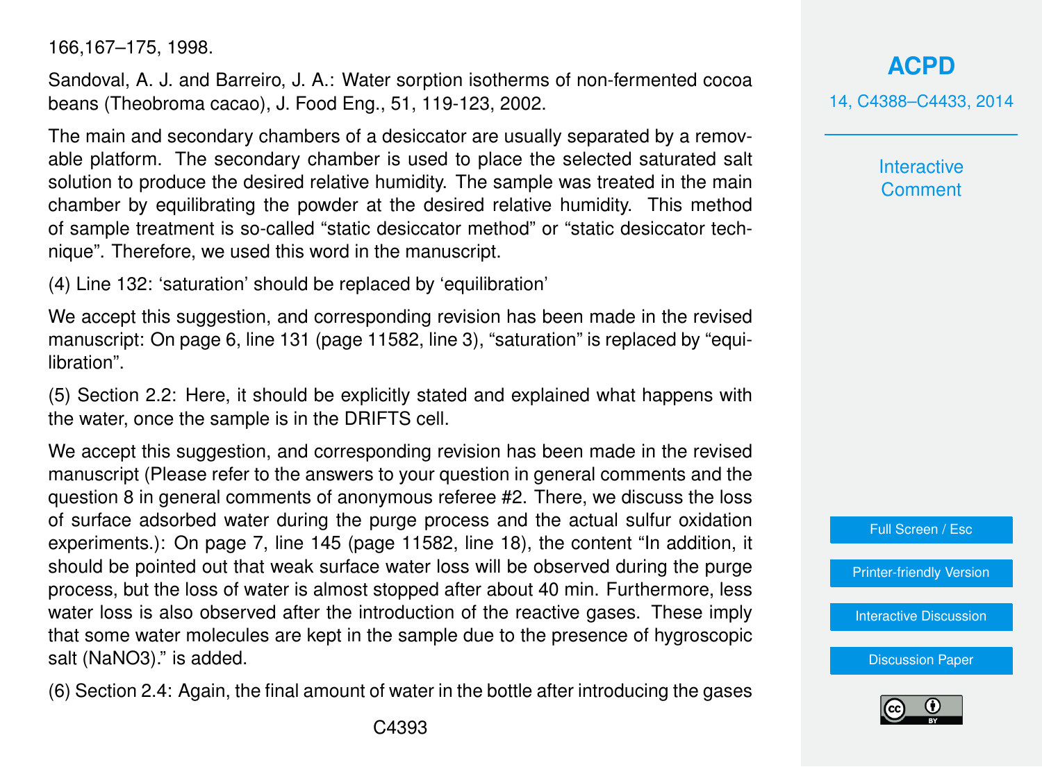166,167–175, 1998.

Sandoval, A. J. and Barreiro, J. A.: Water sorption isotherms of non-fermented cocoa beans (Theobroma cacao), J. Food Eng., 51, 119-123, 2002.

The main and secondary chambers of a desiccator are usually separated by a removable platform. The secondary chamber is used to place the selected saturated salt solution to produce the desired relative humidity. The sample was treated in the main chamber by equilibrating the powder at the desired relative humidity. This method of sample treatment is so-called "static desiccator method" or "static desiccator technique". Therefore, we used this word in the manuscript.

(4) Line 132: 'saturation' should be replaced by 'equilibration'

We accept this suggestion, and corresponding revision has been made in the revised manuscript: On page 6, line 131 (page 11582, line 3), "saturation" is replaced by "equilibration".

(5) Section 2.2: Here, it should be explicitly stated and explained what happens with the water, once the sample is in the DRIFTS cell.

We accept this suggestion, and corresponding revision has been made in the revised manuscript (Please refer to the answers to your question in general comments and the question 8 in general comments of anonymous referee #2. There, we discuss the loss of surface adsorbed water during the purge process and the actual sulfur oxidation experiments.): On page 7, line 145 (page 11582, line 18), the content "In addition, it should be pointed out that weak surface water loss will be observed during the purge process, but the loss of water is almost stopped after about 40 min. Furthermore, less water loss is also observed after the introduction of the reactive gases. These imply that some water molecules are kept in the sample due to the presence of hygroscopic salt ($NaNO_3$)." is added.

(6) Section 2.4: Again, the final amount of water in the bottle after introducing the gases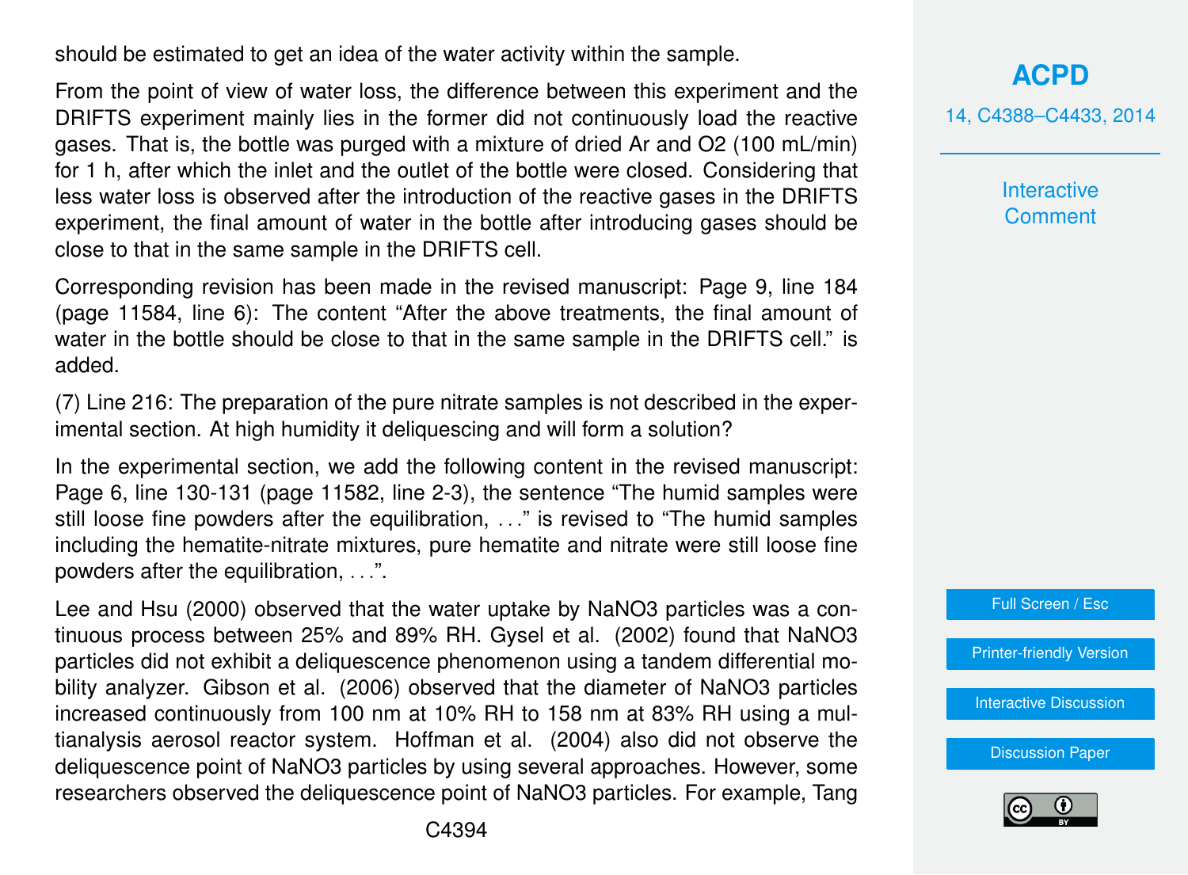should be estimated to get an idea of the water activity within the sample.

From the point of view of water loss, the difference between this experiment and the DRIFTS experiment mainly lies in the former did not continuously load the reactive gases. That is, the bottle was purged with a mixture of dried Ar and O2 (100 mL/min) for 1 h, after which the inlet and the outlet of the bottle were closed. Considering that less water loss is observed after the introduction of the reactive gases in the DRIFTS experiment, the final amount of water in the bottle after introducing gases should be close to that in the same sample in the DRIFTS cell.

Corresponding revision has been made in the revised manuscript: Page 9, line 184 (page 11584, line 6): The content "After the above treatments, the final amount of water in the bottle should be close to that in the same sample in the DRIFTS cell." is added.

(7) Line 216: The preparation of the pure nitrate samples is not described in the experimental section. At high humidity it deliquescing and will form a solution?

In the experimental section, we add the following content in the revised manuscript: Page 6, line 130-131 (page 11582, line 2-3), the sentence "The humid samples were still loose fine powders after the equilibration, . . ." is revised to "The humid samples including the hematite-nitrate mixtures, pure hematite and nitrate were still loose fine powders after the equilibration, . . .".

Lee and Hsu (2000) observed that the water uptake by $NaNO_3$ particles was a continuous process between 25% and 89% RH. Gysel et al. (2002) found that $NaNO_3$ particles did not exhibit a deliquescence phenomenon using a tandem differential mobility analyzer. Gibson et al. (2006) observed that the diameter of $NaNO_3$ particles increased continuously from 100 nm at 10% RH to 158 nm at 83% RH using a multianalysis aerosol reactor system. Hoffman et al. (2004) also did not observe the deliquescence point of $NaNO_3$ particles by using several approaches. However, some researchers observed the deliquescence point of $NaNO_3$ particles. For example, Tang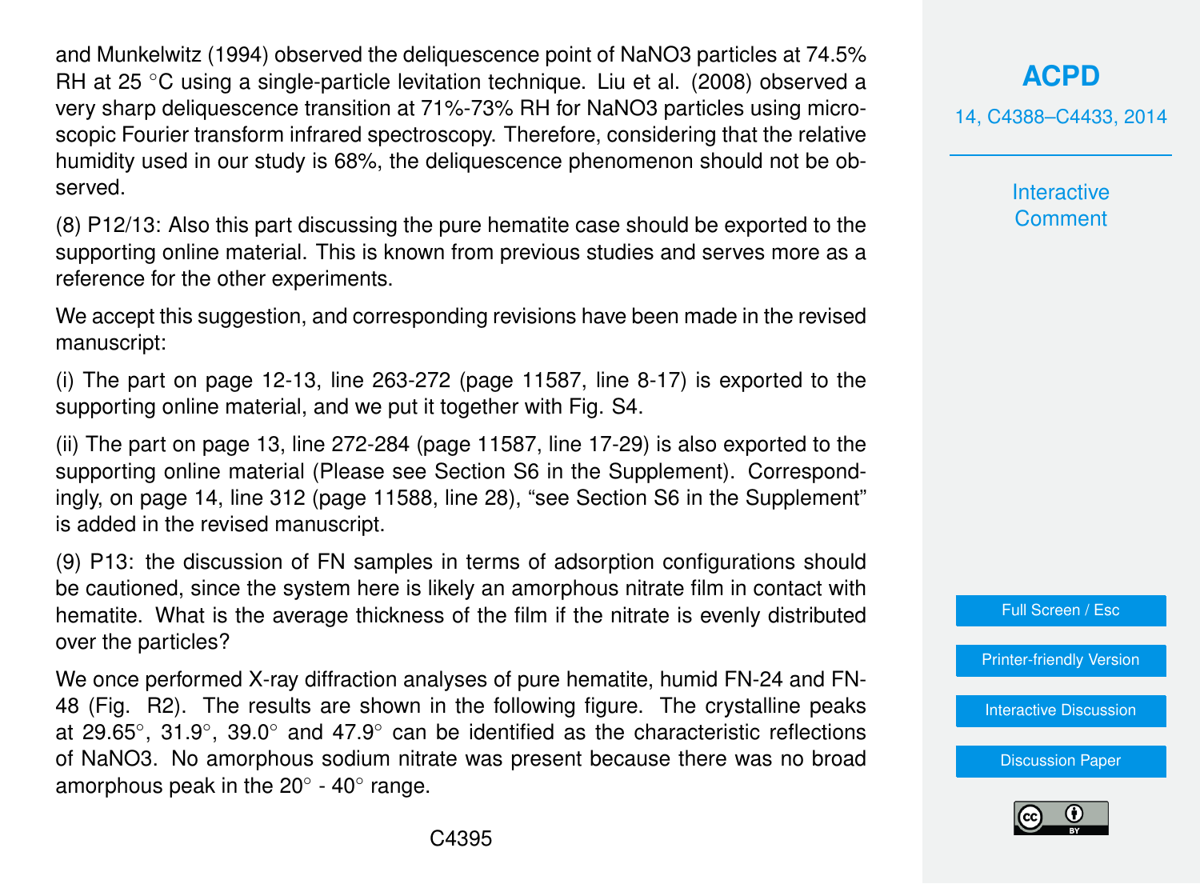and Munkelwitz (1994) observed the deliquescence point of $NaNO_3$ particles at 74.5% RH at 25 °C using a single-particle levitation technique. Liu et al. (2008) observed a very sharp deliquescence transition at 71%-73% RH for $NaNO_3$ particles using microscopic Fourier transform infrared spectroscopy. Therefore, considering that the relative humidity used in our study is 68%, the deliquescence phenomenon should not be observed.

(8) P12/13: Also this part discussing the pure hematite case should be exported to the supporting online material. This is known from previous studies and serves more as a reference for the other experiments.

We accept this suggestion, and corresponding revisions have been made in the revised manuscript:

(i) The part on page 12-13, line 263-272 (page 11587, line 8-17) is exported to the supporting online material, and we put it together with Fig. S4.

(ii) The part on page 13, line 272-284 (page 11587, line 17-29) is also exported to the supporting online material (Please see Section S6 in the Supplement). Correspondingly, on page 14, line 312 (page 11588, line 28), "see Section S6 in the Supplement" is added in the revised manuscript.

(9) P13: the discussion of FN samples in terms of adsorption configurations should be cautioned, since the system here is likely an amorphous nitrate film in contact with hematite. What is the average thickness of the film if the nitrate is evenly distributed over the particles?

We once performed X-ray diffraction analyses of pure hematite, humid FN-24 and FN-48 (Fig. R2). The results are shown in the following figure. The crystalline peaks at 29.65°, 31.9°, 39.0° and 47.9° can be identified as the characteristic reflections of $NaNO_3$. No amorphous sodium nitrate was present because there was no broad amorphous peak in the 20° - 40° range.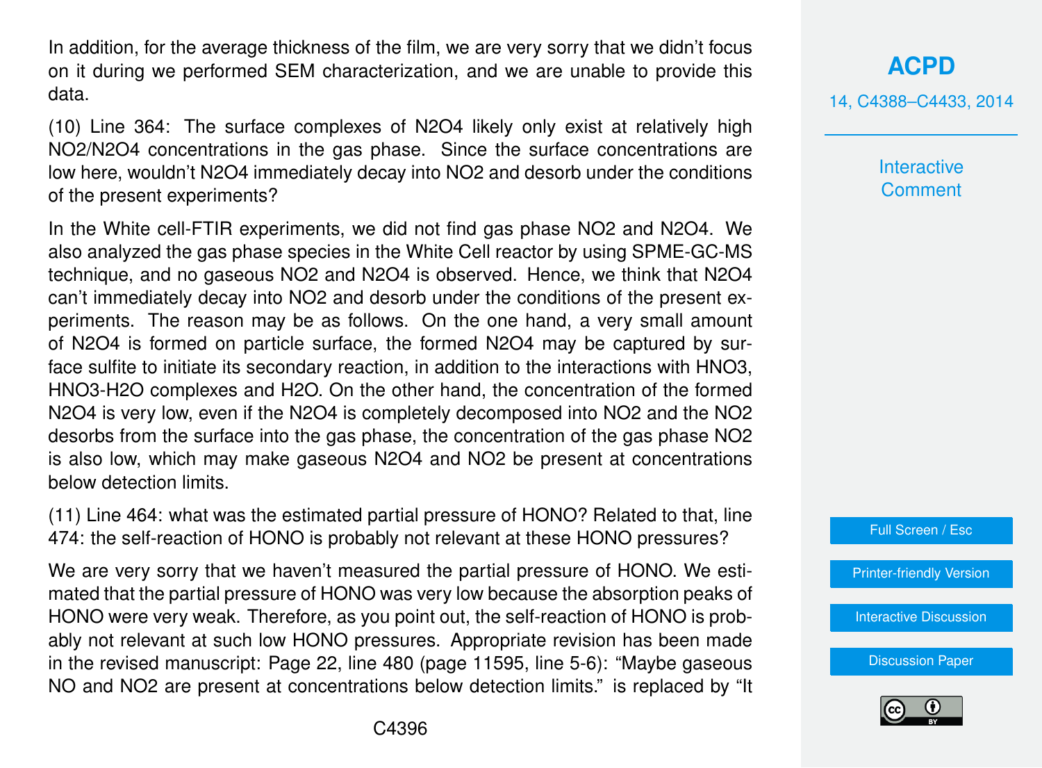In addition, for the average thickness of the film, we are very sorry that we didn't focus on it during we performed SEM characterization, and we are unable to provide this data.

(10) Line 364: The surface complexes of $N_2O_4$ likely only exist at relatively high $NO_2/N_2O_4$ concentrations in the gas phase. Since the surface concentrations are low here, wouldn't $N_2O_4$ immediately decay into $NO_2$ and desorb under the conditions of the present experiments?

In the White cell-FTIR experiments, we did not find gas phase $NO_2$ and $N_2O_4$. We also analyzed the gas phase species in the White Cell reactor by using SPME-GC-MS technique, and no gaseous $NO_2$ and $N_2O_4$ is observed. Hence, we think that $N_2O_4$ can't immediately decay into $NO_2$ and desorb under the conditions of the present experiments. The reason may be as follows. On the one hand, a very small amount of $N_2O_4$ is formed on particle surface, the formed $N_2O_4$ may be captured by surface sulfite to initiate its secondary reaction, in addition to the interactions with $HNO_3$, $HNO_3$-$H_2O$ complexes and $H_2O$. On the other hand, the concentration of the formed $N_2O_4$ is very low, even if the $N_2O_4$ is completely decomposed into $NO_2$ and the $NO_2$ desorbs from the surface into the gas phase, the concentration of the gas phase $NO_2$ is also low, which may make gaseous $N_2O_4$ and $NO_2$ be present at concentrations below detection limits.

(11) Line 464: what was the estimated partial pressure of HONO? Related to that, line 474: the self-reaction of HONO is probably not relevant at these HONO pressures?

We are very sorry that we haven't measured the partial pressure of HONO. We estimated that the partial pressure of HONO was very low because the absorption peaks of HONO were very weak. Therefore, as you point out, the self-reaction of HONO is probably not relevant at such low HONO pressures. Appropriate revision has been made in the revised manuscript: Page 22, line 480 (page 11595, line 5-6): "Maybe gaseous NO and $NO_2$ are present at concentrations below detection limits." is replaced by "It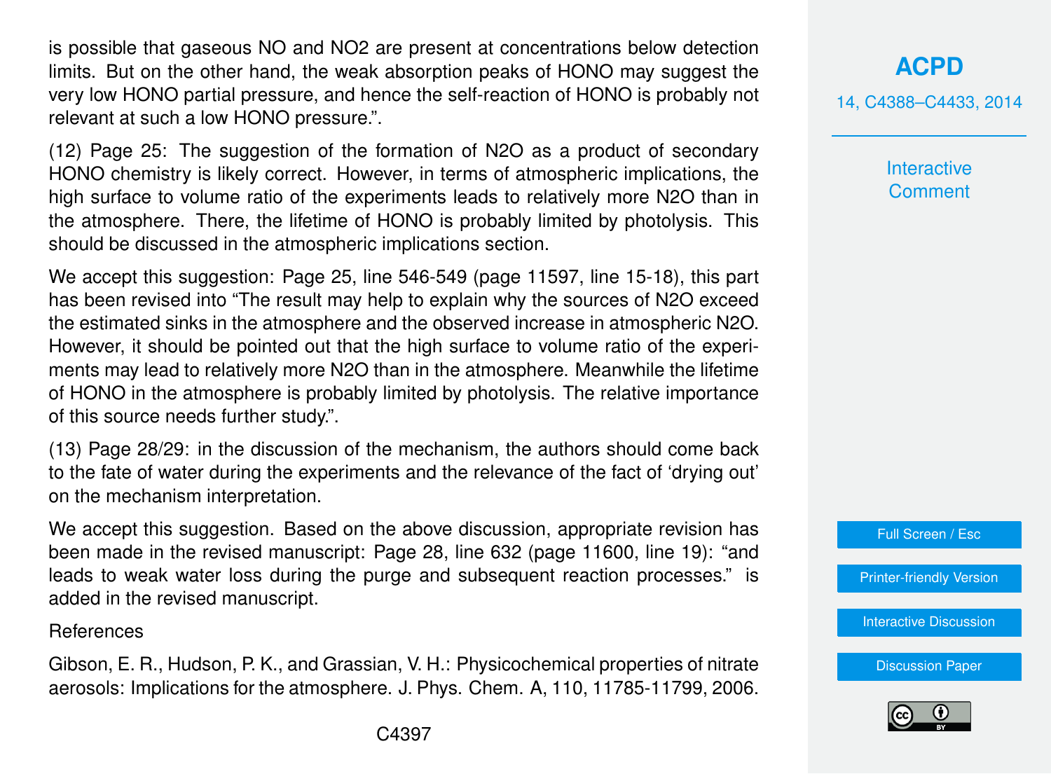is possible that gaseous NO and $NO_2$ are present at concentrations below detection limits. But on the other hand, the weak absorption peaks of HONO may suggest the very low HONO partial pressure, and hence the self-reaction of HONO is probably not relevant at such a low HONO pressure.".

(12) Page 25: The suggestion of the formation of $N_2O$ as a product of secondary HONO chemistry is likely correct. However, in terms of atmospheric implications, the high surface to volume ratio of the experiments leads to relatively more $N_2O$ than in the atmosphere. There, the lifetime of HONO is probably limited by photolysis. This should be discussed in the atmospheric implications section.

We accept this suggestion: Page 25, line 546-549 (page 11597, line 15-18), this part has been revised into "The result may help to explain why the sources of $N_2O$ exceed the estimated sinks in the atmosphere and the observed increase in atmospheric $N_2O$. However, it should be pointed out that the high surface to volume ratio of the experiments may lead to relatively more $N_2O$ than in the atmosphere. Meanwhile the lifetime of HONO in the atmosphere is probably limited by photolysis. The relative importance of this source needs further study.".

(13) Page 28/29: in the discussion of the mechanism, the authors should come back to the fate of water during the experiments and the relevance of the fact of 'drying out' on the mechanism interpretation.

We accept this suggestion. Based on the above discussion, appropriate revision has been made in the revised manuscript: Page 28, line 632 (page 11600, line 19): "and leads to weak water loss during the purge and subsequent reaction processes." is added in the revised manuscript.

References

Gibson, E. R., Hudson, P. K., and Grassian, V. H.: Physicochemical properties of nitrate aerosols: Implications for the atmosphere. J. Phys. Chem. A, 110, 11785-11799, 2006.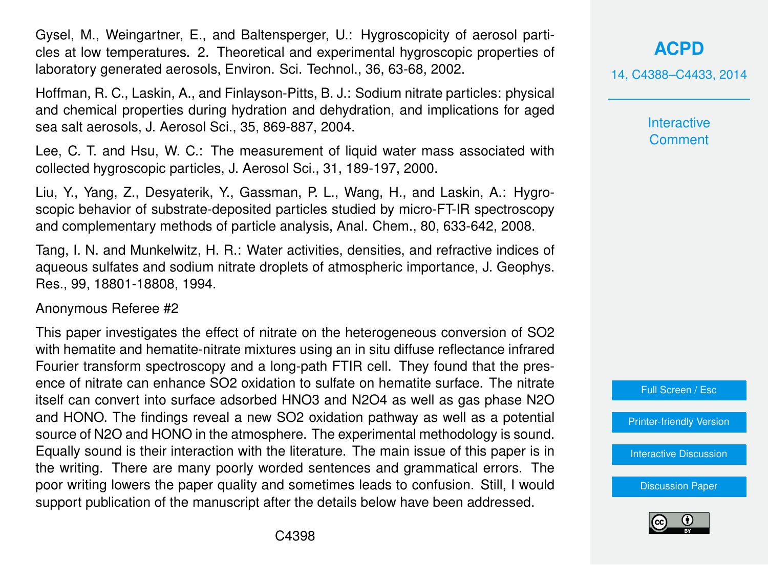Gysel, M., Weingartner, E., and Baltensperger, U.: Hygroscopicity of aerosol particles at low temperatures. 2. Theoretical and experimental hygroscopic properties of laboratory generated aerosols, Environ. Sci. Technol., 36, 63-68, 2002.

Hoffman, R. C., Laskin, A., and Finlayson-Pitts, B. J.: Sodium nitrate particles: physical and chemical properties during hydration and dehydration, and implications for aged sea salt aerosols, J. Aerosol Sci., 35, 869-887, 2004.

Lee, C. T. and Hsu, W. C.: The measurement of liquid water mass associated with collected hygroscopic particles, J. Aerosol Sci., 31, 189-197, 2000.

Liu, Y., Yang, Z., Desyaterik, Y., Gassman, P. L., Wang, H., and Laskin, A.: Hygroscopic behavior of substrate-deposited particles studied by micro-FT-IR spectroscopy and complementary methods of particle analysis, Anal. Chem., 80, 633-642, 2008.

Tang, I. N. and Munkelwitz, H. R.: Water activities, densities, and refractive indices of aqueous sulfates and sodium nitrate droplets of atmospheric importance, J. Geophys. Res., 99, 18801-18808, 1994.

Anonymous Referee #2

This paper investigates the effect of nitrate on the heterogeneous conversion of $SO_2$ with hematite and hematite-nitrate mixtures using an in situ diffuse reflectance infrared Fourier transform spectroscopy and a long-path FTIR cell. They found that the presence of nitrate can enhance $SO_2$ oxidation to sulfate on hematite surface. The nitrate itself can convert into surface adsorbed $HNO_3$ and $N_2O_4$ as well as gas phase $N_2O$ and HONO. The findings reveal a new $SO_2$ oxidation pathway as well as a potential source of $N_2O$ and HONO in the atmosphere. The experimental methodology is sound. Equally sound is their interaction with the literature. The main issue of this paper is in the writing. There are many poorly worded sentences and grammatical errors. The poor writing lowers the paper quality and sometimes leads to confusion. Still, I would support publication of the manuscript after the details below have been addressed.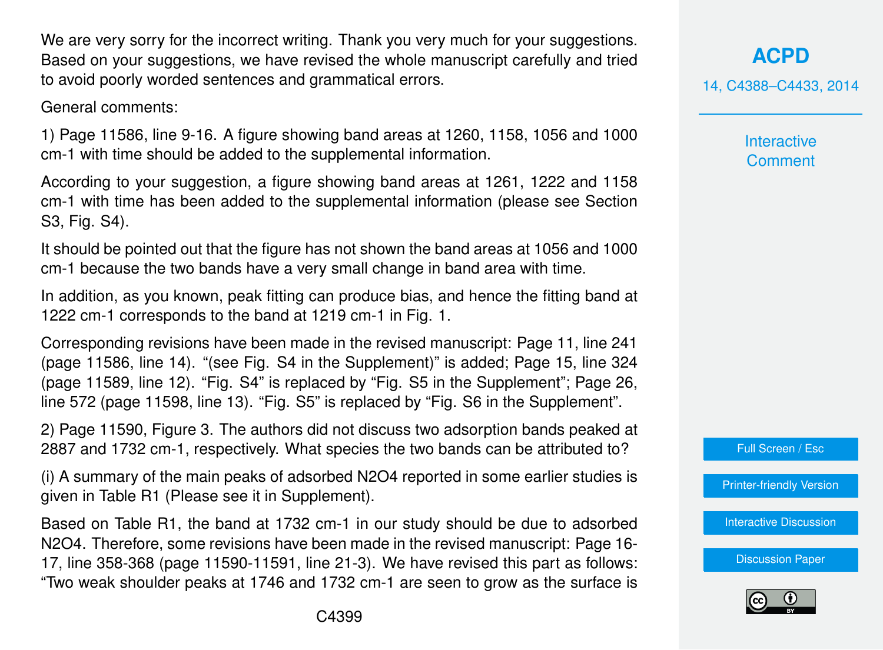We are very sorry for the incorrect writing. Thank you very much for your suggestions. Based on your suggestions, we have revised the whole manuscript carefully and tried to avoid poorly worded sentences and grammatical errors.

General comments:

1) Page 11586, line 9-16. A figure showing band areas at 1260, 1158, 1056 and 1000 cm-1 with time should be added to the supplemental information.

According to your suggestion, a figure showing band areas at 1261, 1222 and 1158 cm-1 with time has been added to the supplemental information (please see Section S3, Fig. S4).

It should be pointed out that the figure has not shown the band areas at 1056 and 1000 cm-1 because the two bands have a very small change in band area with time.

In addition, as you known, peak fitting can produce bias, and hence the fitting band at 1222 cm-1 corresponds to the band at 1219 cm-1 in Fig. 1.

Corresponding revisions have been made in the revised manuscript: Page 11, line 241 (page 11586, line 14). "(see Fig. S4 in the Supplement)" is added; Page 15, line 324 (page 11589, line 12). "Fig. S4" is replaced by "Fig. S5 in the Supplement"; Page 26, line 572 (page 11598, line 13). "Fig. S5" is replaced by "Fig. S6 in the Supplement".

2) Page 11590, Figure 3. The authors did not discuss two adsorption bands peaked at 2887 and 1732 cm-1, respectively. What species the two bands can be attributed to?

(i) A summary of the main peaks of adsorbed $N_2O_4$ reported in some earlier studies is given in Table R1 (Please see it in Supplement).

Based on Table R1, the band at 1732 cm-1 in our study should be due to adsorbed $N_2O_4$. Therefore, some revisions have been made in the revised manuscript: Page 16-17, line 358-368 (page 11590-11591, line 21-3). We have revised this part as follows: "Two weak shoulder peaks at 1746 and 1732 cm-1 are seen to grow as the surface is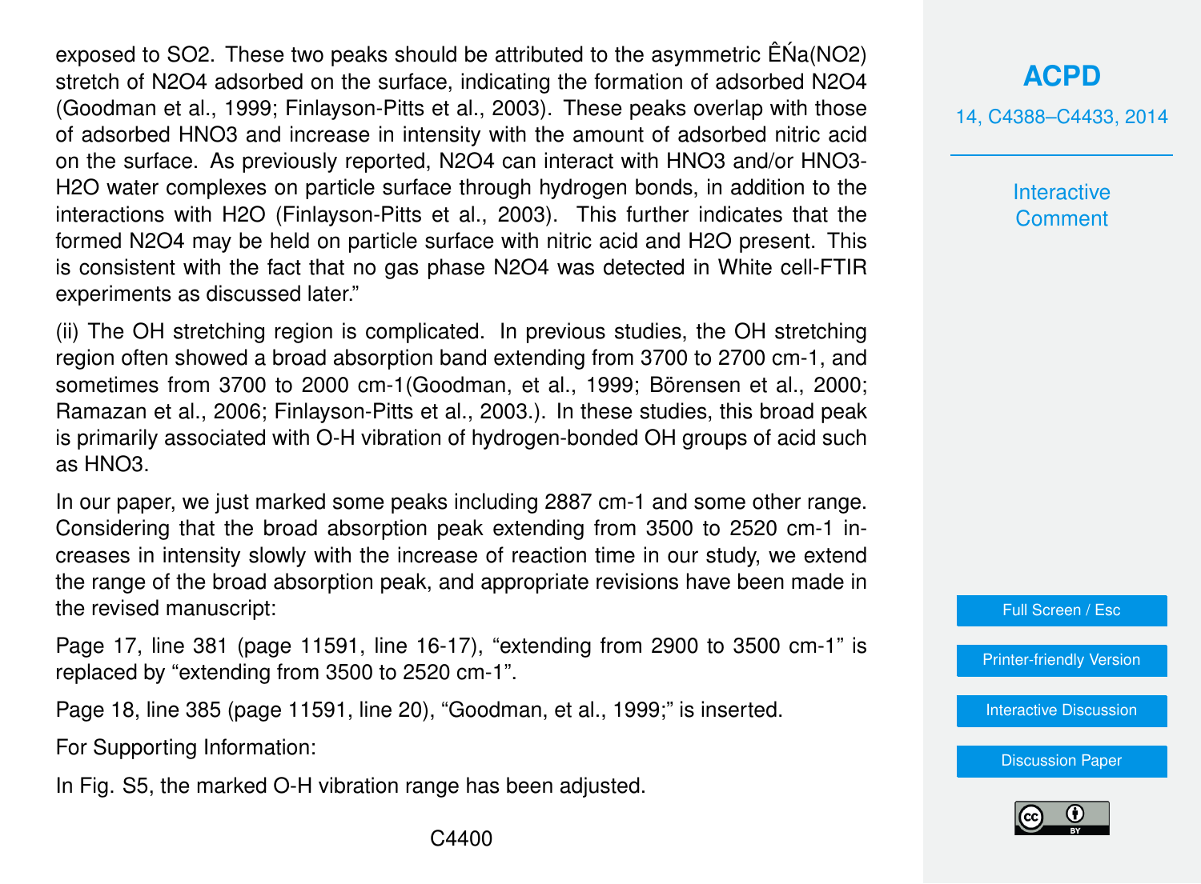exposed to SO2. These two peaks should be attributed to the asymmetric ÊŃa(NO2) stretch of $N_2O_4$ adsorbed on the surface, indicating the formation of adsorbed $N_2O_4$ (Goodman et al., 1999; Finlayson-Pitts et al., 2003). These peaks overlap with those of adsorbed $HNO_3$ and increase in intensity with the amount of adsorbed nitric acid on the surface. As previously reported, $N_2O_4$ can interact with $HNO_3$ and/or $HNO_3$-$H_2O$ water complexes on particle surface through hydrogen bonds, in addition to the interactions with $H_2O$ (Finlayson-Pitts et al., 2003). This further indicates that the formed $N_2O_4$ may be held on particle surface with nitric acid and $H_2O$ present. This is consistent with the fact that no gas phase $N_2O_4$ was detected in White cell-FTIR experiments as discussed later."

(ii) The OH stretching region is complicated. In previous studies, the OH stretching region often showed a broad absorption band extending from 3700 to 2700 cm-1, and sometimes from 3700 to 2000 cm-1(Goodman, et al., 1999; Börensen et al., 2000; Ramazan et al., 2006; Finlayson-Pitts et al., 2003.). In these studies, this broad peak is primarily associated with O-H vibration of hydrogen-bonded OH groups of acid such as $HNO_3$.

In our paper, we just marked some peaks including 2887 cm-1 and some other range. Considering that the broad absorption peak extending from 3500 to 2520 cm-1 increases in intensity slowly with the increase of reaction time in our study, we extend the range of the broad absorption peak, and appropriate revisions have been made in the revised manuscript:

Page 17, line 381 (page 11591, line 16-17), "extending from 2900 to 3500 cm-1" is replaced by "extending from 3500 to 2520 cm-1".

Page 18, line 385 (page 11591, line 20), "Goodman, et al., 1999;" is inserted.

For Supporting Information:

In Fig. S5, the marked O-H vibration range has been adjusted.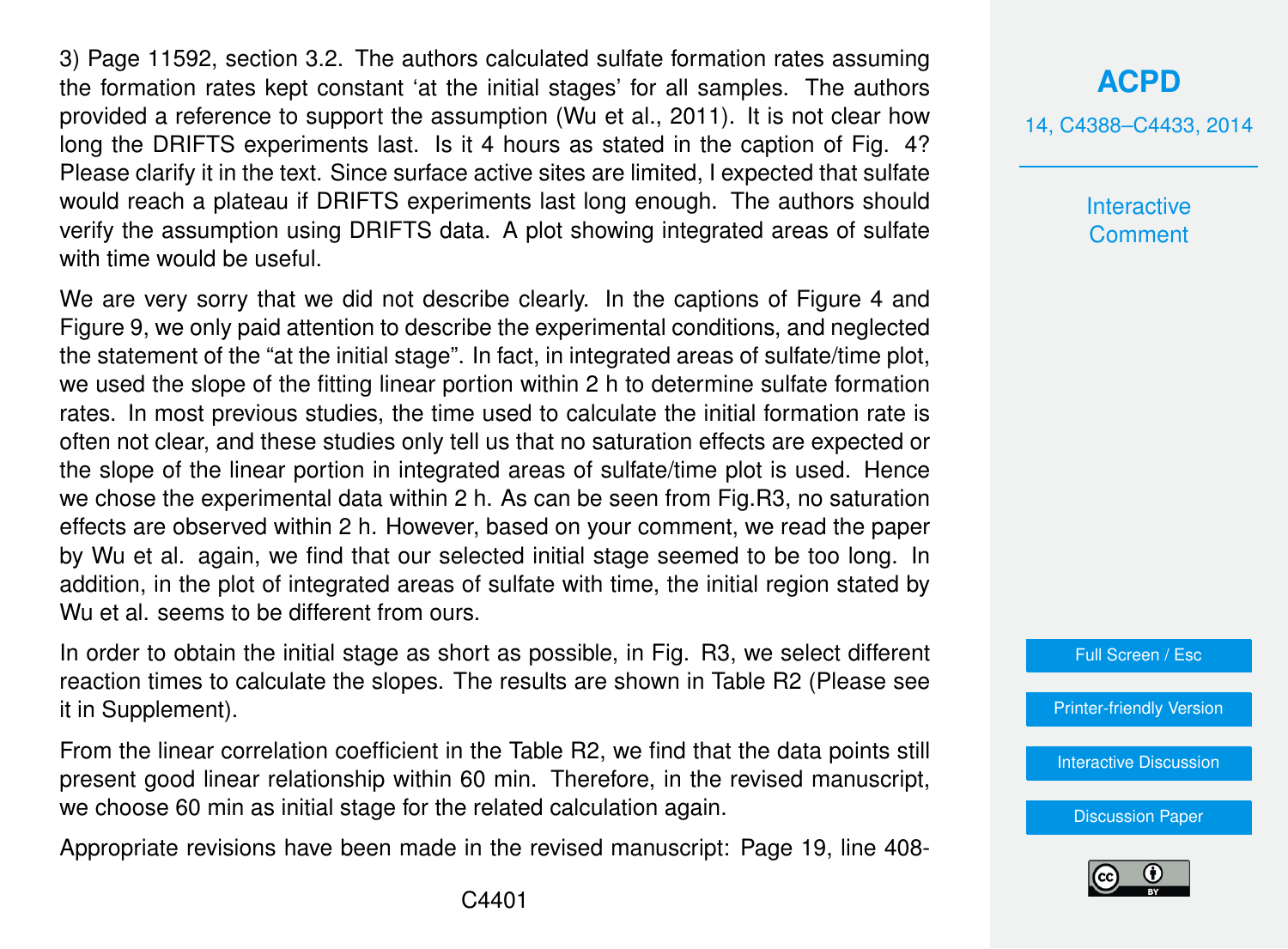3) Page 11592, section 3.2. The authors calculated sulfate formation rates assuming the formation rates kept constant 'at the initial stages' for all samples. The authors provided a reference to support the assumption (Wu et al., 2011). It is not clear how long the DRIFTS experiments last. Is it 4 hours as stated in the caption of Fig. 4? Please clarify it in the text. Since surface active sites are limited, I expected that sulfate would reach a plateau if DRIFTS experiments last long enough. The authors should verify the assumption using DRIFTS data. A plot showing integrated areas of sulfate with time would be useful.

We are very sorry that we did not describe clearly. In the captions of Figure 4 and Figure 9, we only paid attention to describe the experimental conditions, and neglected the statement of the "at the initial stage". In fact, in integrated areas of sulfate/time plot, we used the slope of the fitting linear portion within 2 h to determine sulfate formation rates. In most previous studies, the time used to calculate the initial formation rate is often not clear, and these studies only tell us that no saturation effects are expected or the slope of the linear portion in integrated areas of sulfate/time plot is used. Hence we chose the experimental data within 2 h. As can be seen from Fig.R3, no saturation effects are observed within 2 h. However, based on your comment, we read the paper by Wu et al. again, we find that our selected initial stage seemed to be too long. In addition, in the plot of integrated areas of sulfate with time, the initial region stated by Wu et al. seems to be different from ours.

In order to obtain the initial stage as short as possible, in Fig. R3, we select different reaction times to calculate the slopes. The results are shown in Table R2 (Please see it in Supplement).

From the linear correlation coefficient in the Table R2, we find that the data points still present good linear relationship within 60 min. Therefore, in the revised manuscript, we choose 60 min as initial stage for the related calculation again.

Appropriate revisions have been made in the revised manuscript: Page 19, line 408-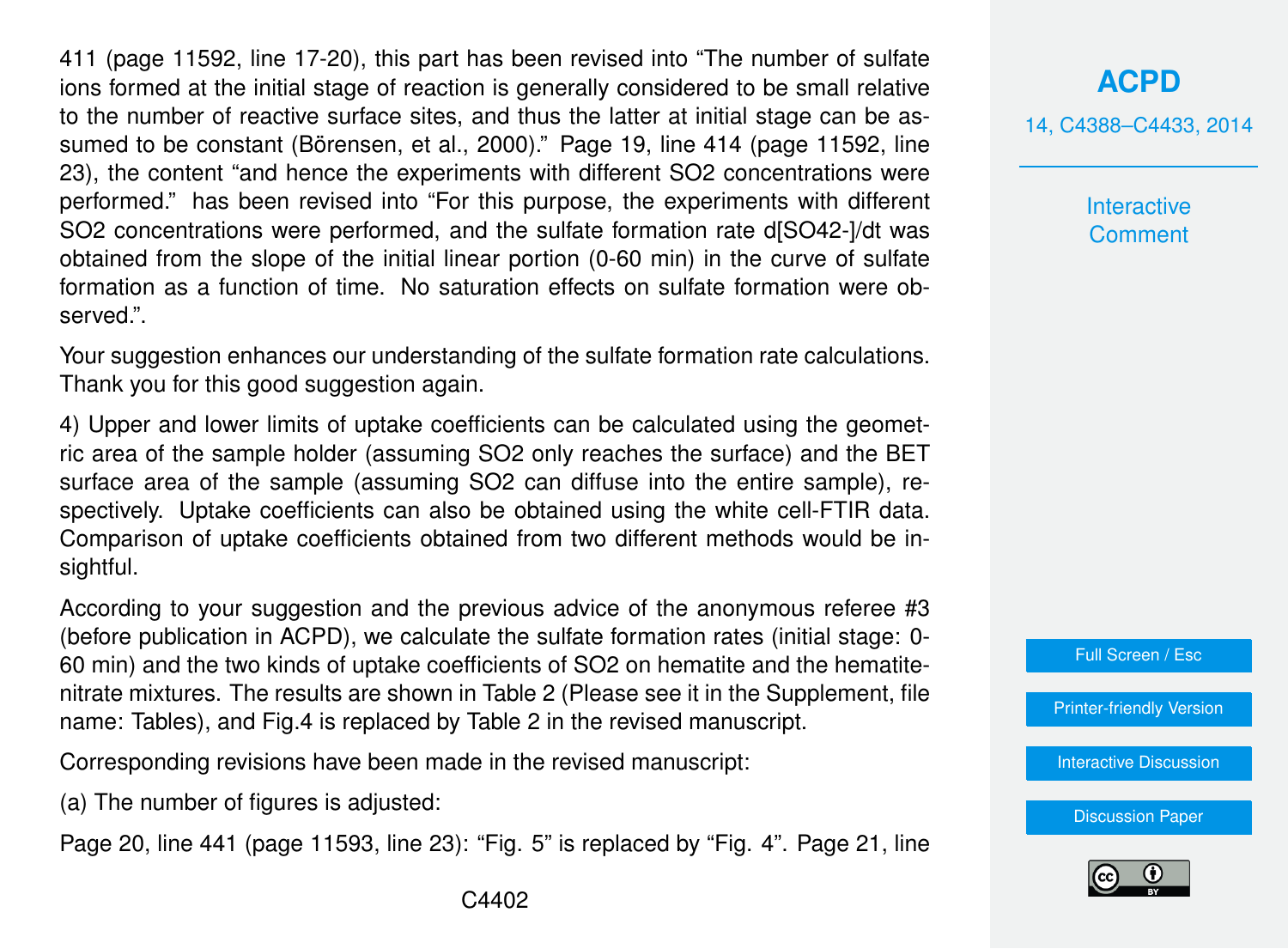411 (page 11592, line 17-20), this part has been revised into "The number of sulfate ions formed at the initial stage of reaction is generally considered to be small relative to the number of reactive surface sites, and thus the latter at initial stage can be assumed to be constant (Börensen, et al., 2000)." Page 19, line 414 (page 11592, line 23), the content "and hence the experiments with different $SO_2$ concentrations were performed." has been revised into "For this purpose, the experiments with different $SO_2$ concentrations were performed, and the sulfate formation rate $d[SO_4^{2-}]/dt$ was obtained from the slope of the initial linear portion (0-60 min) in the curve of sulfate formation as a function of time. No saturation effects on sulfate formation were observed.".

Your suggestion enhances our understanding of the sulfate formation rate calculations. Thank you for this good suggestion again.

4) Upper and lower limits of uptake coefficients can be calculated using the geometric area of the sample holder (assuming $SO_2$ only reaches the surface) and the BET surface area of the sample (assuming $SO_2$ can diffuse into the entire sample), respectively. Uptake coefficients can also be obtained using the white cell-FTIR data. Comparison of uptake coefficients obtained from two different methods would be insightful.

According to your suggestion and the previous advice of the anonymous referee #3 (before publication in ACPD), we calculate the sulfate formation rates (initial stage: 0-60 min) and the two kinds of uptake coefficients of $SO_2$ on hematite and the hematite-nitrate mixtures. The results are shown in Table 2 (Please see it in the Supplement, file name: Tables), and Fig.4 is replaced by Table 2 in the revised manuscript.

Corresponding revisions have been made in the revised manuscript:

(a) The number of figures is adjusted:

Page 20, line 441 (page 11593, line 23): "Fig. 5" is replaced by "Fig. 4". Page 21, line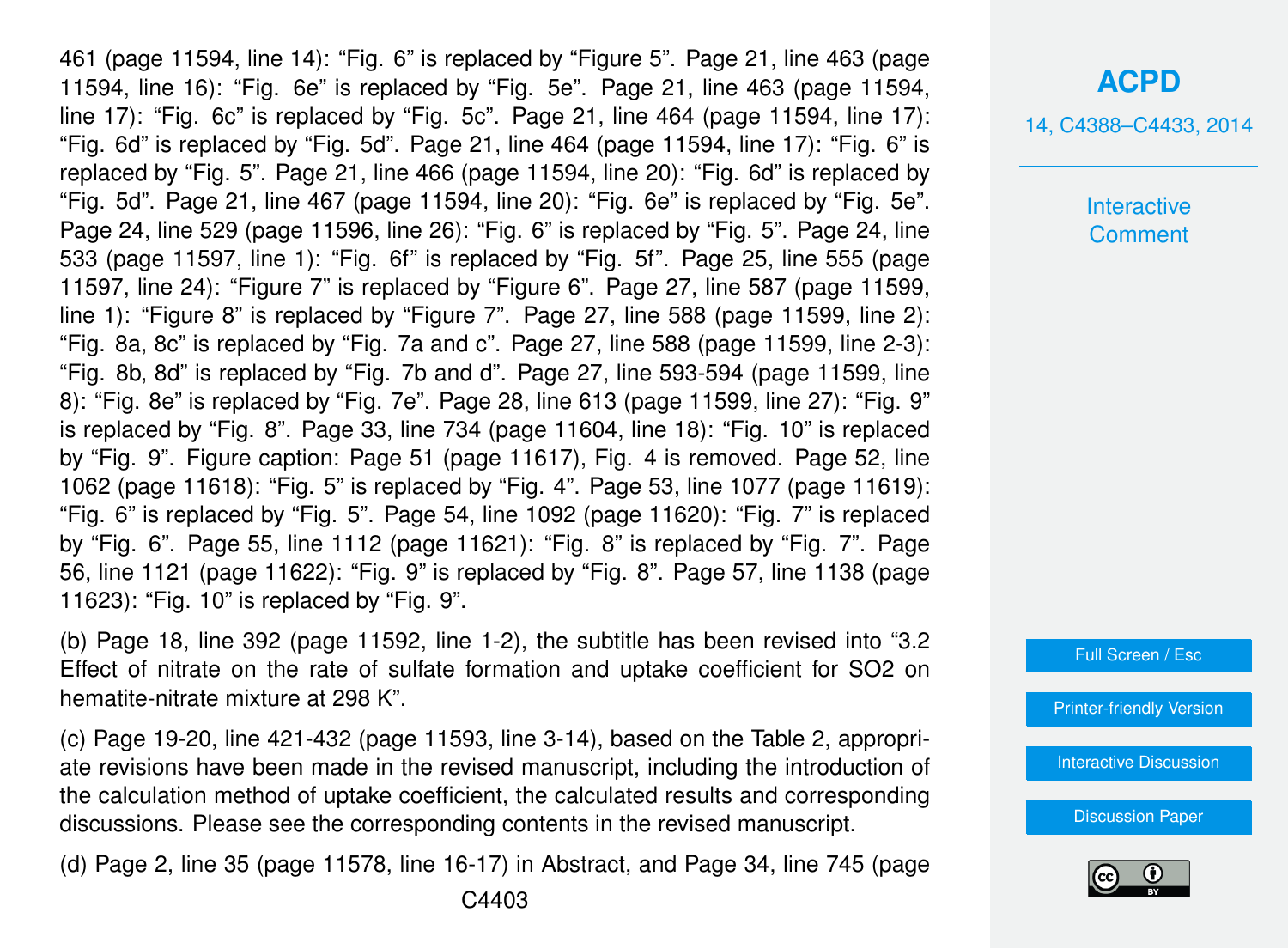461 (page 11594, line 14): “Fig. 6” is replaced by “Figure 5”. Page 21, line 463 (page 11594, line 16): “Fig. 6e” is replaced by “Fig. 5e”. Page 21, line 463 (page 11594, line 17): “Fig. 6c” is replaced by “Fig. 5c”. Page 21, line 464 (page 11594, line 17): “Fig. 6d” is replaced by “Fig. 5d”. Page 21, line 464 (page 11594, line 17): “Fig. 6” is replaced by “Fig. 5”. Page 21, line 466 (page 11594, line 20): “Fig. 6d” is replaced by “Fig. 5d”. Page 21, line 467 (page 11594, line 20): “Fig. 6e” is replaced by “Fig. 5e”. Page 24, line 529 (page 11596, line 26): “Fig. 6” is replaced by “Fig. 5”. Page 24, line 533 (page 11597, line 1): “Fig. 6f” is replaced by “Fig. 5f”. Page 25, line 555 (page 11597, line 24): “Figure 7” is replaced by “Figure 6”. Page 27, line 587 (page 11599, line 1): “Figure 8” is replaced by “Figure 7”. Page 27, line 588 (page 11599, line 2): “Fig. 8a, 8c” is replaced by “Fig. 7a and c”. Page 27, line 588 (page 11599, line 2-3): “Fig. 8b, 8d” is replaced by “Fig. 7b and d”. Page 27, line 593-594 (page 11599, line 8): “Fig. 8e” is replaced by “Fig. 7e”. Page 28, line 613 (page 11599, line 27): “Fig. 9” is replaced by “Fig. 8”. Page 33, line 734 (page 11604, line 18): “Fig. 10” is replaced by “Fig. 9”. Figure caption: Page 51 (page 11617), Fig. 4 is removed. Page 52, line 1062 (page 11618): “Fig. 5” is replaced by “Fig. 4”. Page 53, line 1077 (page 11619): “Fig. 6” is replaced by “Fig. 5”. Page 54, line 1092 (page 11620): “Fig. 7” is replaced by “Fig. 6”. Page 55, line 1112 (page 11621): “Fig. 8” is replaced by “Fig. 7”. Page 56, line 1121 (page 11622): “Fig. 9” is replaced by “Fig. 8”. Page 57, line 1138 (page 11623): “Fig. 10” is replaced by “Fig. 9”.

(b) Page 18, line 392 (page 11592, line 1-2), the subtitle has been revised into “3.2 Effect of nitrate on the rate of sulfate formation and uptake coefficient for $SO_2$ on hematite-nitrate mixture at 298 K”.

(c) Page 19-20, line 421-432 (page 11593, line 3-14), based on the Table 2, appropriate revisions have been made in the revised manuscript, including the introduction of the calculation method of uptake coefficient, the calculated results and corresponding discussions. Please see the corresponding contents in the revised manuscript.

(d) Page 2, line 35 (page 11578, line 16-17) in Abstract, and Page 34, line 745 (page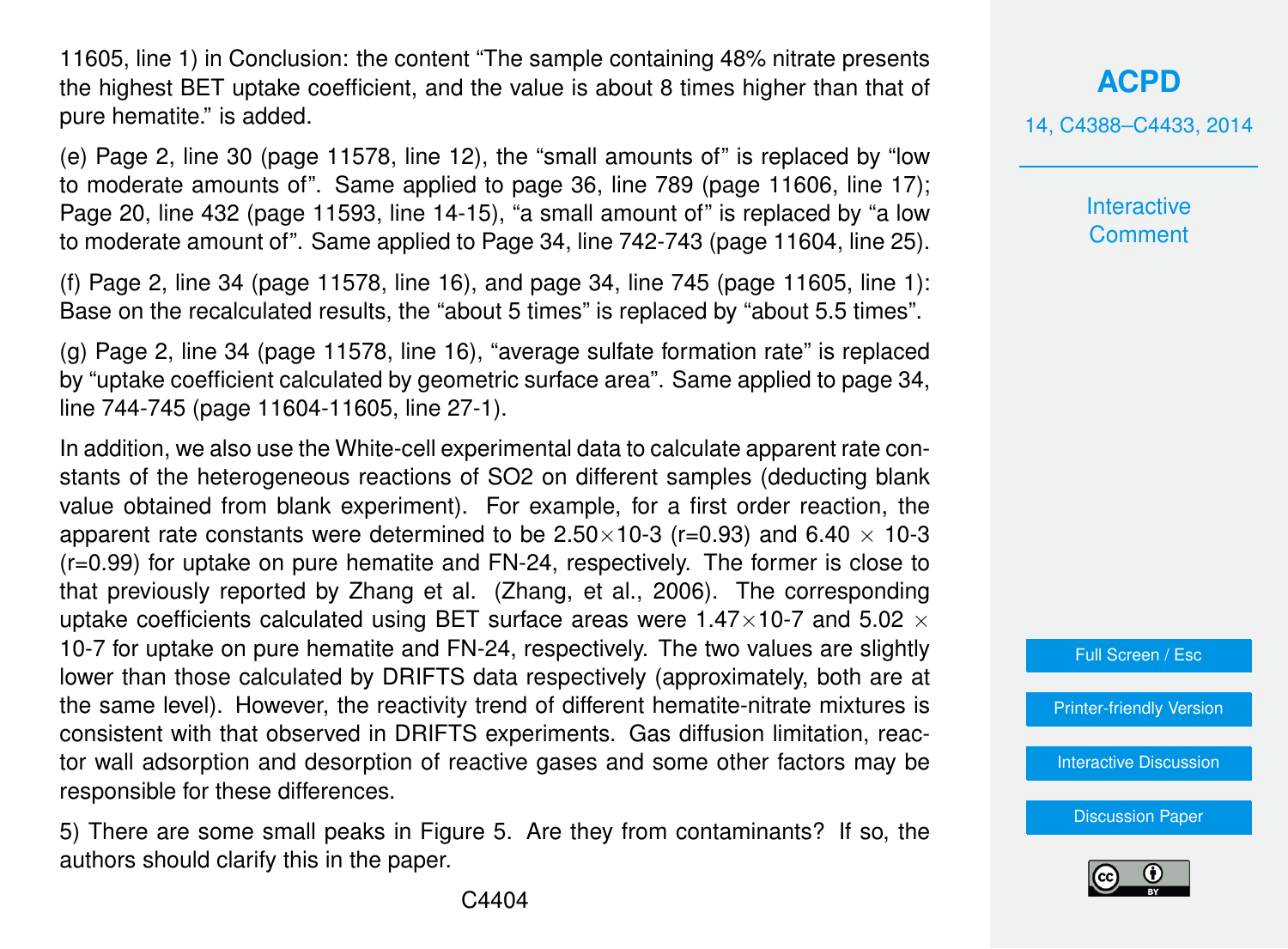11605, line 1) in Conclusion: the content "The sample containing 48% nitrate presents the highest BET uptake coefficient, and the value is about 8 times higher than that of pure hematite." is added.

(e) Page 2, line 30 (page 11578, line 12), the "small amounts of" is replaced by "low to moderate amounts of". Same applied to page 36, line 789 (page 11606, line 17); Page 20, line 432 (page 11593, line 14-15), "a small amount of" is replaced by "a low to moderate amount of". Same applied to Page 34, line 742-743 (page 11604, line 25).

(f) Page 2, line 34 (page 11578, line 16), and page 34, line 745 (page 11605, line 1): Base on the recalculated results, the "about 5 times" is replaced by "about 5.5 times".

(g) Page 2, line 34 (page 11578, line 16), "average sulfate formation rate" is replaced by "uptake coefficient calculated by geometric surface area". Same applied to page 34, line 744-745 (page 11604-11605, line 27-1).

In addition, we also use the White-cell experimental data to calculate apparent rate constants of the heterogeneous reactions of $SO_2$ on different samples (deducting blank value obtained from blank experiment). For example, for a first order reaction, the apparent rate constants were determined to be $2.50\times10^{-3}$ ($r=0.93$) and $6.40 \times 10^{-3}$ ($r=0.99$) for uptake on pure hematite and FN-24, respectively. The former is close to that previously reported by Zhang et al. (Zhang, et al., 2006). The corresponding uptake coefficients calculated using BET surface areas were $1.47\times10^{-7}$ and $5.02 \times 10^{-7}$ for uptake on pure hematite and FN-24, respectively. The two values are slightly lower than those calculated by DRIFTS data respectively (approximately, both are at the same level). However, the reactivity trend of different hematite-nitrate mixtures is consistent with that observed in DRIFTS experiments. Gas diffusion limitation, reactor wall adsorption and desorption of reactive gases and some other factors may be responsible for these differences.

5) There are some small peaks in Figure 5. Are they from contaminants? If so, the authors should clarify this in the paper.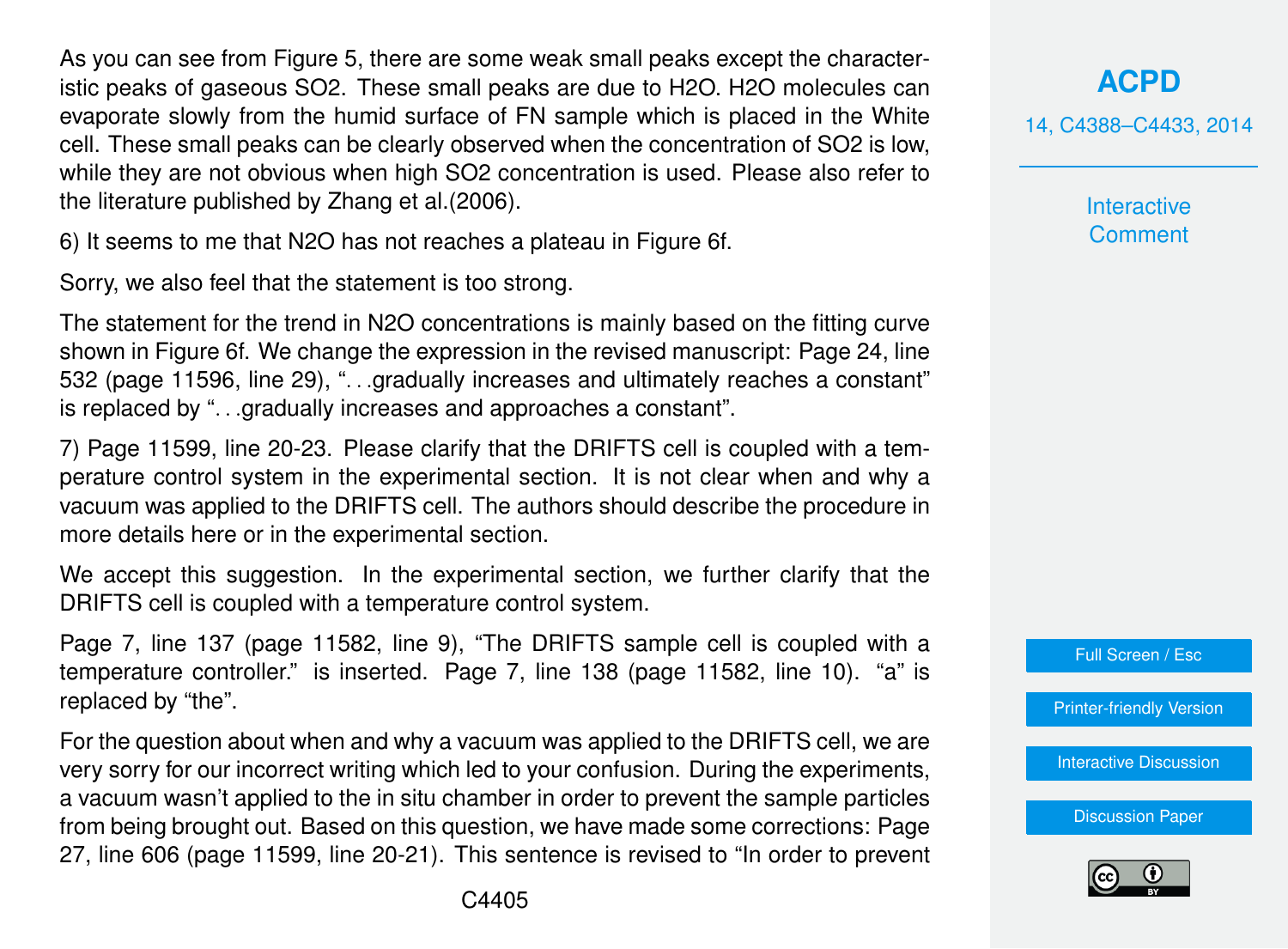As you can see from Figure 5, there are some weak small peaks except the characteristic peaks of gaseous $SO_2$. These small peaks are due to $H_2O$. $H_2O$ molecules can evaporate slowly from the humid surface of FN sample which is placed in the White cell. These small peaks can be clearly observed when the concentration of $SO_2$ is low, while they are not obvious when high $SO_2$ concentration is used. Please also refer to the literature published by Zhang et al.(2006).

6) It seems to me that $N_2O$ has not reaches a plateau in Figure 6f.

Sorry, we also feel that the statement is too strong.

The statement for the trend in $N_2O$ concentrations is mainly based on the fitting curve shown in Figure 6f. We change the expression in the revised manuscript: Page 24, line 532 (page 11596, line 29), "…gradually increases and ultimately reaches a constant" is replaced by "…gradually increases and approaches a constant".

7) Page 11599, line 20-23. Please clarify that the DRIFTS cell is coupled with a temperature control system in the experimental section. It is not clear when and why a vacuum was applied to the DRIFTS cell. The authors should describe the procedure in more details here or in the experimental section.

We accept this suggestion. In the experimental section, we further clarify that the DRIFTS cell is coupled with a temperature control system.

Page 7, line 137 (page 11582, line 9), "The DRIFTS sample cell is coupled with a temperature controller." is inserted. Page 7, line 138 (page 11582, line 10). "a" is replaced by "the".

For the question about when and why a vacuum was applied to the DRIFTS cell, we are very sorry for our incorrect writing which led to your confusion. During the experiments, a vacuum wasn't applied to the in situ chamber in order to prevent the sample particles from being brought out. Based on this question, we have made some corrections: Page 27, line 606 (page 11599, line 20-21). This sentence is revised to "In order to prevent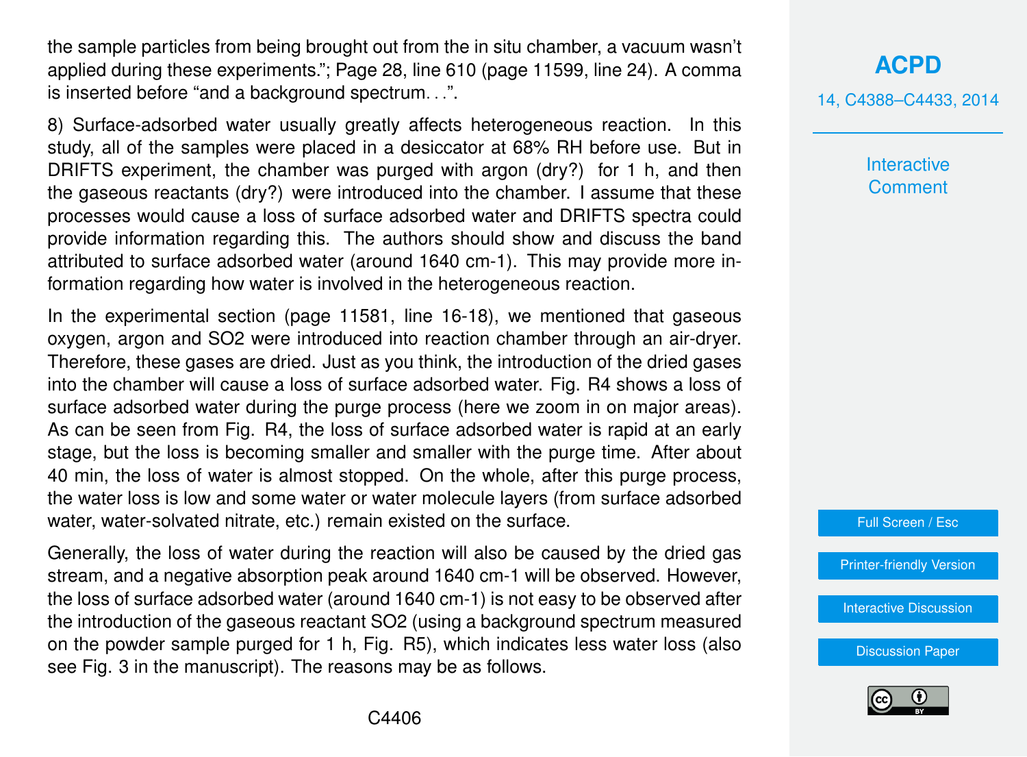the sample particles from being brought out from the in situ chamber, a vacuum wasn't applied during these experiments."; Page 28, line 610 (page 11599, line 24). A comma is inserted before "and a background spectrum…".

8) Surface-adsorbed water usually greatly affects heterogeneous reaction. In this study, all of the samples were placed in a desiccator at 68% RH before use. But in DRIFTS experiment, the chamber was purged with argon (dry?) for 1 h, and then the gaseous reactants (dry?) were introduced into the chamber. I assume that these processes would cause a loss of surface adsorbed water and DRIFTS spectra could provide information regarding this. The authors should show and discuss the band attributed to surface adsorbed water (around 1640 cm-1). This may provide more information regarding how water is involved in the heterogeneous reaction.

In the experimental section (page 11581, line 16-18), we mentioned that gaseous oxygen, argon and SO2 were introduced into reaction chamber through an air-dryer. Therefore, these gases are dried. Just as you think, the introduction of the dried gases into the chamber will cause a loss of surface adsorbed water. Fig. R4 shows a loss of surface adsorbed water during the purge process (here we zoom in on major areas). As can be seen from Fig. R4, the loss of surface adsorbed water is rapid at an early stage, but the loss is becoming smaller and smaller with the purge time. After about 40 min, the loss of water is almost stopped. On the whole, after this purge process, the water loss is low and some water or water molecule layers (from surface adsorbed water, water-solvated nitrate, etc.) remain existed on the surface.

Generally, the loss of water during the reaction will also be caused by the dried gas stream, and a negative absorption peak around 1640 cm-1 will be observed. However, the loss of surface adsorbed water (around 1640 cm-1) is not easy to be observed after the introduction of the gaseous reactant SO2 (using a background spectrum measured on the powder sample purged for 1 h, Fig. R5), which indicates less water loss (also see Fig. 3 in the manuscript). The reasons may be as follows.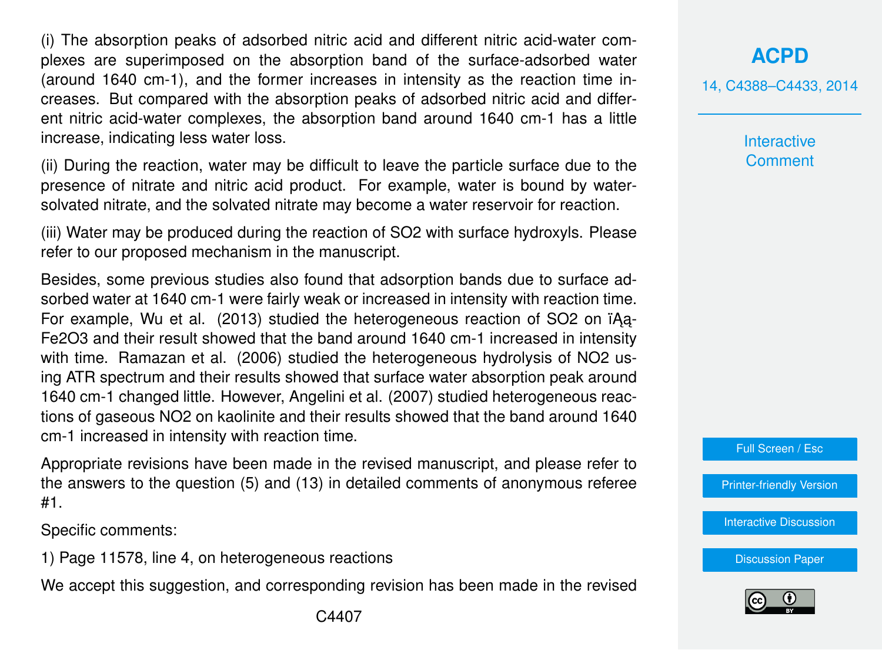(i) The absorption peaks of adsorbed nitric acid and different nitric acid-water complexes are superimposed on the absorption band of the surface-adsorbed water (around 1640 cm-1), and the former increases in intensity as the reaction time increases. But compared with the absorption peaks of adsorbed nitric acid and different nitric acid-water complexes, the absorption band around 1640 cm-1 has a little increase, indicating less water loss.

(ii) During the reaction, water may be difficult to leave the particle surface due to the presence of nitrate and nitric acid product. For example, water is bound by water-solvated nitrate, and the solvated nitrate may become a water reservoir for reaction.

(iii) Water may be produced during the reaction of $SO_2$ with surface hydroxyls. Please refer to our proposed mechanism in the manuscript.

Besides, some previous studies also found that adsorption bands due to surface adsorbed water at 1640 cm-1 were fairly weak or increased in intensity with reaction time. For example, Wu et al. (2013) studied the heterogeneous reaction of $SO_2$ on ïĄą-$Fe_2O_3$ and their result showed that the band around 1640 cm-1 increased in intensity with time. Ramazan et al. (2006) studied the heterogeneous hydrolysis of $NO_2$ using ATR spectrum and their results showed that surface water absorption peak around 1640 cm-1 changed little. However, Angelini et al. (2007) studied heterogeneous reactions of gaseous $NO_2$ on kaolinite and their results showed that the band around 1640 cm-1 increased in intensity with reaction time.

Appropriate revisions have been made in the revised manuscript, and please refer to the answers to the question (5) and (13) in detailed comments of anonymous referee #1.

Specific comments:

1) Page 11578, line 4, on heterogeneous reactions

We accept this suggestion, and corresponding revision has been made in the revised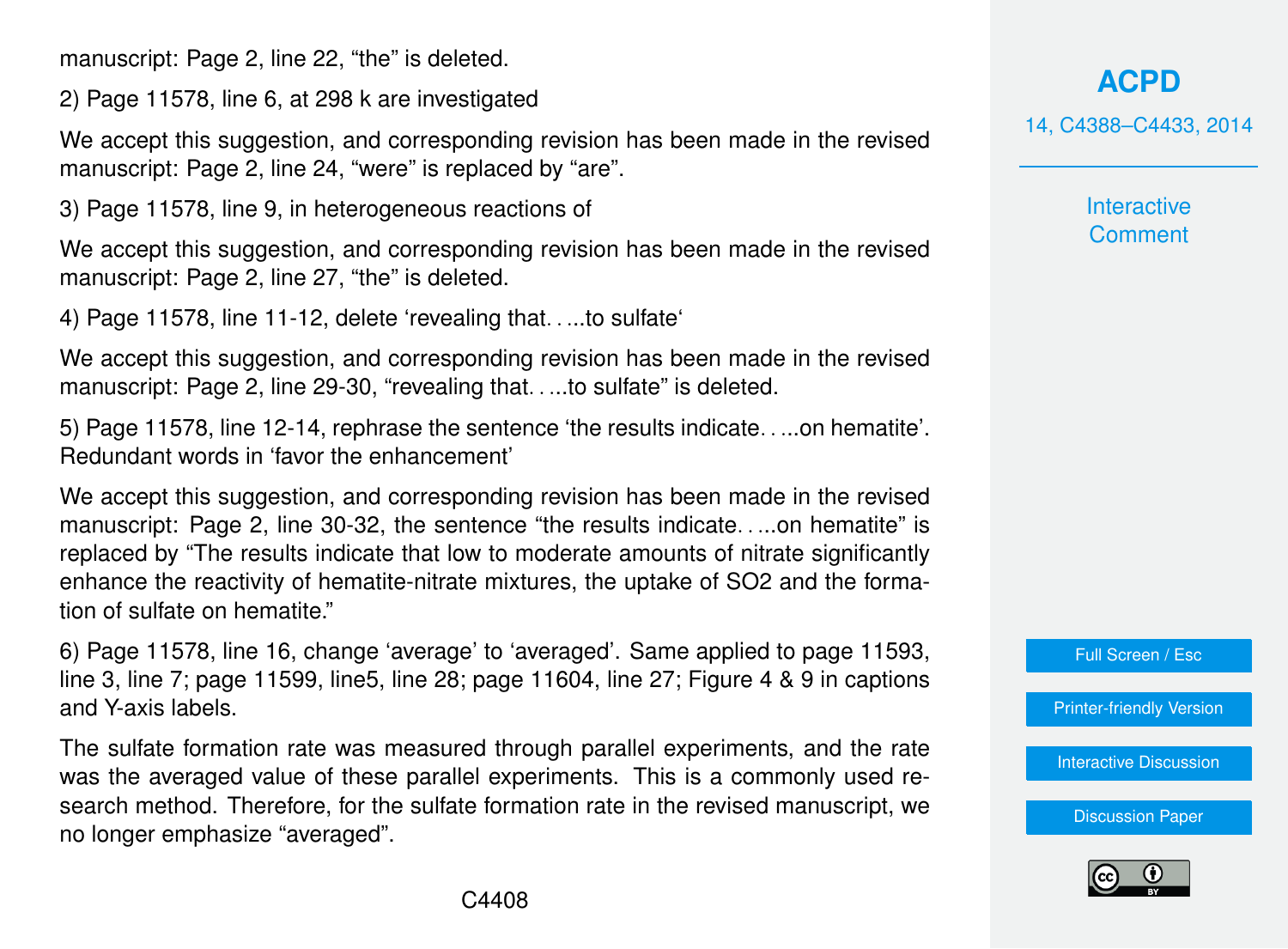manuscript: Page 2, line 22, "the" is deleted.

2) Page 11578, line 6, at 298 k are investigated

We accept this suggestion, and corresponding revision has been made in the revised manuscript: Page 2, line 24, "were" is replaced by "are".

3) Page 11578, line 9, in heterogeneous reactions of

We accept this suggestion, and corresponding revision has been made in the revised manuscript: Page 2, line 27, "the" is deleted.

4) Page 11578, line 11-12, delete 'revealing that......to sulfate'

We accept this suggestion, and corresponding revision has been made in the revised manuscript: Page 2, line 29-30, "revealing that......to sulfate" is deleted.

5) Page 11578, line 12-14, rephrase the sentence 'the results indicate......on hematite'. Redundant words in 'favor the enhancement'

We accept this suggestion, and corresponding revision has been made in the revised manuscript: Page 2, line 30-32, the sentence "the results indicate......on hematite" is replaced by "The results indicate that low to moderate amounts of nitrate significantly enhance the reactivity of hematite-nitrate mixtures, the uptake of $SO_2$ and the formation of sulfate on hematite."

6) Page 11578, line 16, change 'average' to 'averaged'. Same applied to page 11593, line 3, line 7; page 11599, line5, line 28; page 11604, line 27; Figure 4 & 9 in captions and Y-axis labels.

The sulfate formation rate was measured through parallel experiments, and the rate was the averaged value of these parallel experiments. This is a commonly used research method. Therefore, for the sulfate formation rate in the revised manuscript, we no longer emphasize "averaged".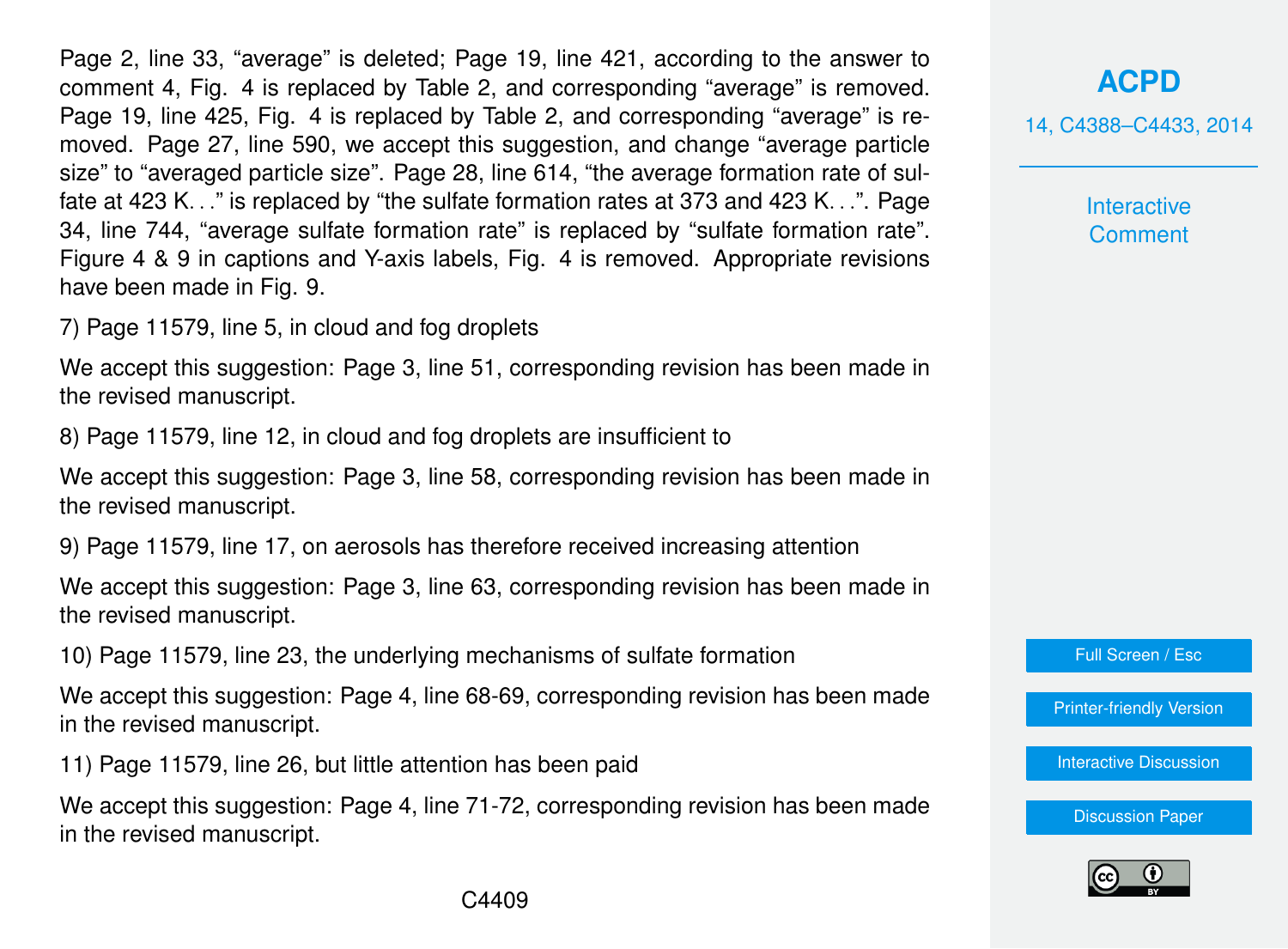Page 2, line 33, “average” is deleted; Page 19, line 421, according to the answer to comment 4, Fig. 4 is replaced by Table 2, and corresponding “average” is removed. Page 19, line 425, Fig. 4 is replaced by Table 2, and corresponding “average” is removed. Page 27, line 590, we accept this suggestion, and change “average particle size” to “averaged particle size”. Page 28, line 614, “the average formation rate of sulfate at 423 K. . .” is replaced by “the sulfate formation rates at 373 and 423 K. . .”. Page 34, line 744, “average sulfate formation rate” is replaced by “sulfate formation rate”. Figure 4 & 9 in captions and Y-axis labels, Fig. 4 is removed. Appropriate revisions have been made in Fig. 9.

7) Page 11579, line 5, in cloud and fog droplets

We accept this suggestion: Page 3, line 51, corresponding revision has been made in the revised manuscript.

8) Page 11579, line 12, in cloud and fog droplets are insufficient to

We accept this suggestion: Page 3, line 58, corresponding revision has been made in the revised manuscript.

9) Page 11579, line 17, on aerosols has therefore received increasing attention

We accept this suggestion: Page 3, line 63, corresponding revision has been made in the revised manuscript.

10) Page 11579, line 23, the underlying mechanisms of sulfate formation

We accept this suggestion: Page 4, line 68-69, corresponding revision has been made in the revised manuscript.

11) Page 11579, line 26, but little attention has been paid

We accept this suggestion: Page 4, line 71-72, corresponding revision has been made in the revised manuscript.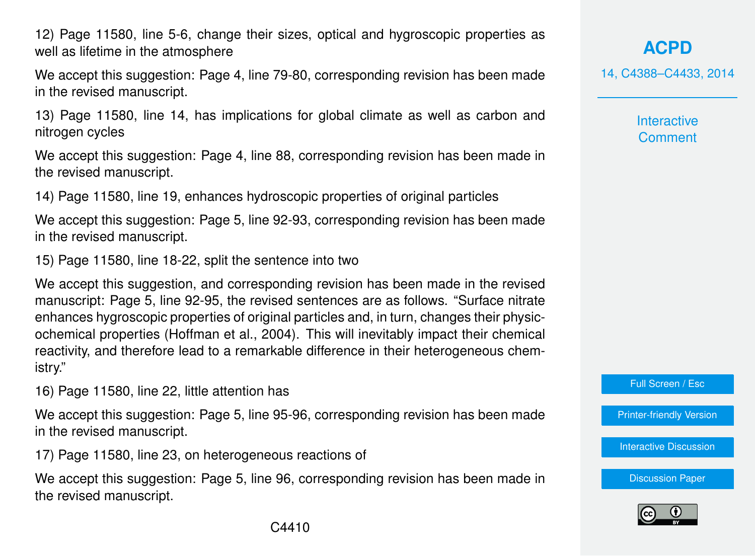12) Page 11580, line 5-6, change their sizes, optical and hygroscopic properties as well as lifetime in the atmosphere

We accept this suggestion: Page 4, line 79-80, corresponding revision has been made in the revised manuscript.

13) Page 11580, line 14, has implications for global climate as well as carbon and nitrogen cycles

We accept this suggestion: Page 4, line 88, corresponding revision has been made in the revised manuscript.

14) Page 11580, line 19, enhances hydroscopic properties of original particles

We accept this suggestion: Page 5, line 92-93, corresponding revision has been made in the revised manuscript.

15) Page 11580, line 18-22, split the sentence into two

We accept this suggestion, and corresponding revision has been made in the revised manuscript: Page 5, line 92-95, the revised sentences are as follows. "Surface nitrate enhances hygroscopic properties of original particles and, in turn, changes their physicochemical properties (Hoffman et al., 2004). This will inevitably impact their chemical reactivity, and therefore lead to a remarkable difference in their heterogeneous chemistry."

16) Page 11580, line 22, little attention has

We accept this suggestion: Page 5, line 95-96, corresponding revision has been made in the revised manuscript.

17) Page 11580, line 23, on heterogeneous reactions of

We accept this suggestion: Page 5, line 96, corresponding revision has been made in the revised manuscript.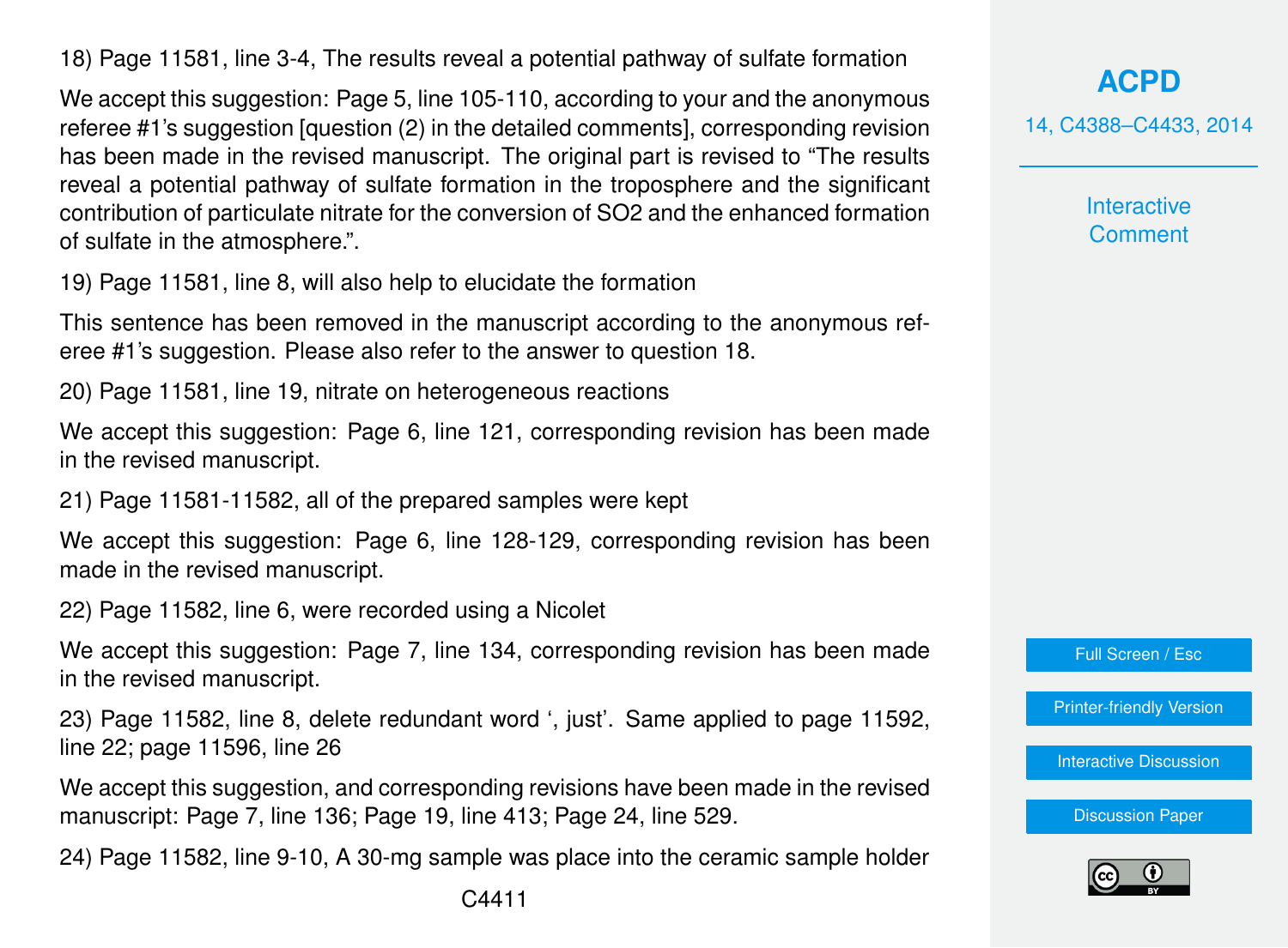18) Page 11581, line 3-4, The results reveal a potential pathway of sulfate formation

We accept this suggestion: Page 5, line 105-110, according to your and the anonymous referee #1's suggestion [question (2) in the detailed comments], corresponding revision has been made in the revised manuscript. The original part is revised to "The results reveal a potential pathway of sulfate formation in the troposphere and the significant contribution of particulate nitrate for the conversion of $SO_2$ and the enhanced formation of sulfate in the atmosphere.".

19) Page 11581, line 8, will also help to elucidate the formation

This sentence has been removed in the manuscript according to the anonymous referee #1's suggestion. Please also refer to the answer to question 18.

20) Page 11581, line 19, nitrate on heterogeneous reactions

We accept this suggestion: Page 6, line 121, corresponding revision has been made in the revised manuscript.

21) Page 11581-11582, all of the prepared samples were kept

We accept this suggestion: Page 6, line 128-129, corresponding revision has been made in the revised manuscript.

22) Page 11582, line 6, were recorded using a Nicolet

We accept this suggestion: Page 7, line 134, corresponding revision has been made in the revised manuscript.

23) Page 11582, line 8, delete redundant word ', just'. Same applied to page 11592, line 22; page 11596, line 26

We accept this suggestion, and corresponding revisions have been made in the revised manuscript: Page 7, line 136; Page 19, line 413; Page 24, line 529.

24) Page 11582, line 9-10, A 30-mg sample was place into the ceramic sample holder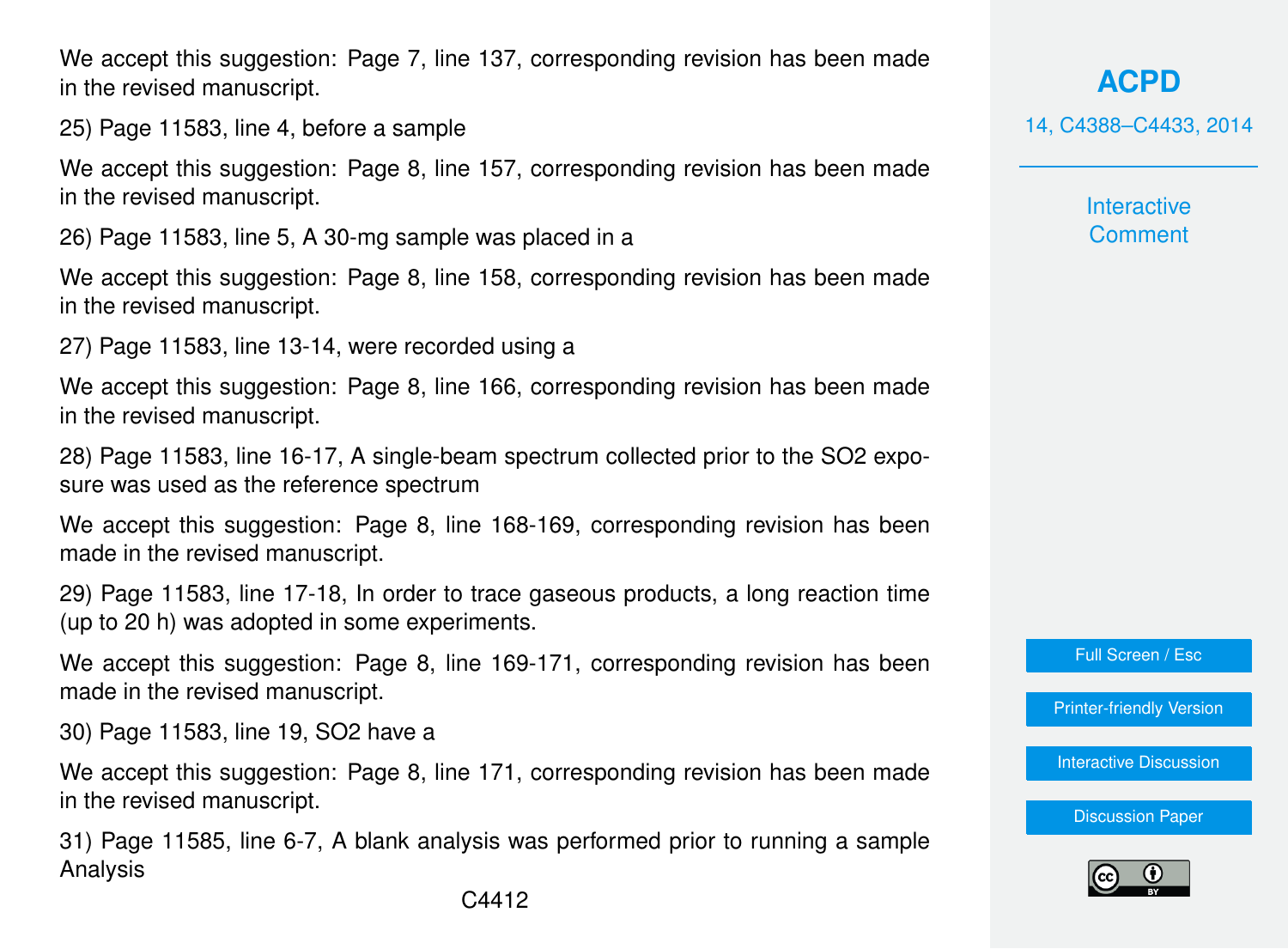We accept this suggestion: Page 7, line 137, corresponding revision has been made in the revised manuscript.

25) Page 11583, line 4, before a sample

We accept this suggestion: Page 8, line 157, corresponding revision has been made in the revised manuscript.

26) Page 11583, line 5, A 30-mg sample was placed in a

We accept this suggestion: Page 8, line 158, corresponding revision has been made in the revised manuscript.

27) Page 11583, line 13-14, were recorded using a

We accept this suggestion: Page 8, line 166, corresponding revision has been made in the revised manuscript.

28) Page 11583, line 16-17, A single-beam spectrum collected prior to the $SO_2$ exposure was used as the reference spectrum

We accept this suggestion: Page 8, line 168-169, corresponding revision has been made in the revised manuscript.

29) Page 11583, line 17-18, In order to trace gaseous products, a long reaction time (up to 20 h) was adopted in some experiments.

We accept this suggestion: Page 8, line 169-171, corresponding revision has been made in the revised manuscript.

30) Page 11583, line 19, $SO_2$ have a

We accept this suggestion: Page 8, line 171, corresponding revision has been made in the revised manuscript.

31) Page 11585, line 6-7, A blank analysis was performed prior to running a sample Analysis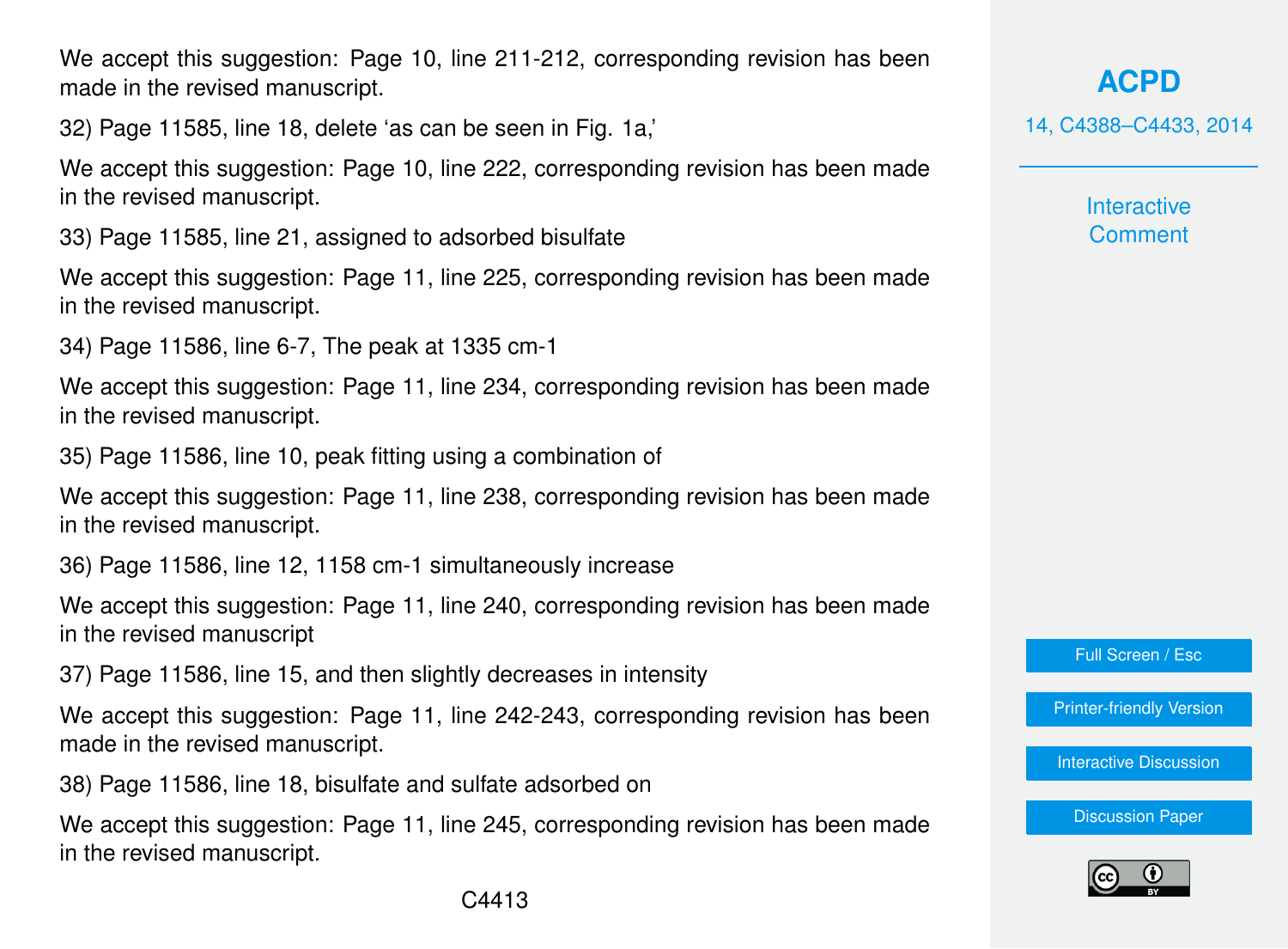We accept this suggestion: Page 10, line 211-212, corresponding revision has been made in the revised manuscript.

32) Page 11585, line 18, delete 'as can be seen in Fig. 1a,'

We accept this suggestion: Page 10, line 222, corresponding revision has been made in the revised manuscript.

33) Page 11585, line 21, assigned to adsorbed bisulfate

We accept this suggestion: Page 11, line 225, corresponding revision has been made in the revised manuscript.

34) Page 11586, line 6-7, The peak at 1335 cm-1

We accept this suggestion: Page 11, line 234, corresponding revision has been made in the revised manuscript.

35) Page 11586, line 10, peak fitting using a combination of

We accept this suggestion: Page 11, line 238, corresponding revision has been made in the revised manuscript.

36) Page 11586, line 12, 1158 cm-1 simultaneously increase

We accept this suggestion: Page 11, line 240, corresponding revision has been made in the revised manuscript

37) Page 11586, line 15, and then slightly decreases in intensity

We accept this suggestion: Page 11, line 242-243, corresponding revision has been made in the revised manuscript.

38) Page 11586, line 18, bisulfate and sulfate adsorbed on

We accept this suggestion: Page 11, line 245, corresponding revision has been made in the revised manuscript.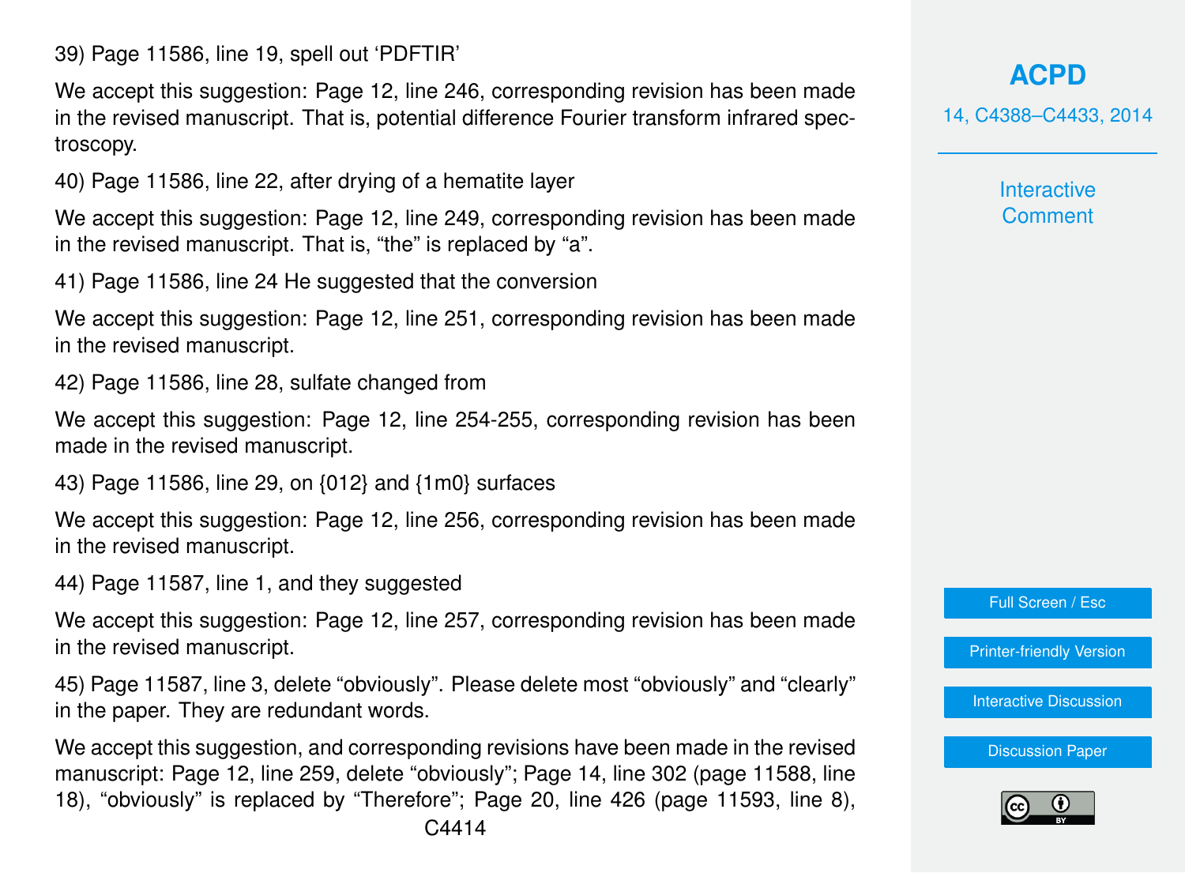39) Page 11586, line 19, spell out ‘PDFTIR’

We accept this suggestion: Page 12, line 246, corresponding revision has been made in the revised manuscript. That is, potential difference Fourier transform infrared spectroscopy.

40) Page 11586, line 22, after drying of a hematite layer

We accept this suggestion: Page 12, line 249, corresponding revision has been made in the revised manuscript. That is, “the” is replaced by “a”.

41) Page 11586, line 24 He suggested that the conversion

We accept this suggestion: Page 12, line 251, corresponding revision has been made in the revised manuscript.

42) Page 11586, line 28, sulfate changed from

We accept this suggestion: Page 12, line 254-255, corresponding revision has been made in the revised manuscript.

43) Page 11586, line 29, on {012} and {1m0} surfaces

We accept this suggestion: Page 12, line 256, corresponding revision has been made in the revised manuscript.

44) Page 11587, line 1, and they suggested

We accept this suggestion: Page 12, line 257, corresponding revision has been made in the revised manuscript.

45) Page 11587, line 3, delete “obviously”. Please delete most “obviously” and “clearly” in the paper. They are redundant words.

We accept this suggestion, and corresponding revisions have been made in the revised manuscript: Page 12, line 259, delete “obviously”; Page 14, line 302 (page 11588, line 18), “obviously” is replaced by “Therefore”; Page 20, line 426 (page 11593, line 8),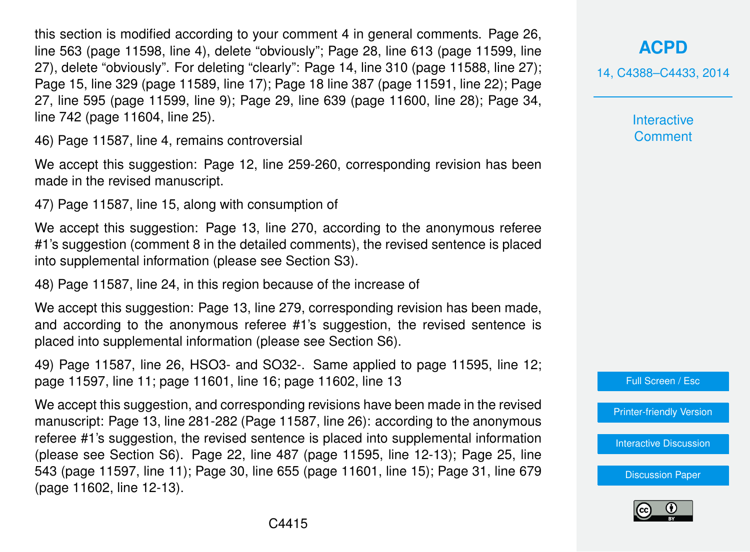this section is modified according to your comment 4 in general comments. Page 26, line 563 (page 11598, line 4), delete "obviously"; Page 28, line 613 (page 11599, line 27), delete "obviously". For deleting "clearly": Page 14, line 310 (page 11588, line 27); Page 15, line 329 (page 11589, line 17); Page 18 line 387 (page 11591, line 22); Page 27, line 595 (page 11599, line 9); Page 29, line 639 (page 11600, line 28); Page 34, line 742 (page 11604, line 25).

46) Page 11587, line 4, remains controversial

We accept this suggestion: Page 12, line 259-260, corresponding revision has been made in the revised manuscript.

47) Page 11587, line 15, along with consumption of

We accept this suggestion: Page 13, line 270, according to the anonymous referee #1's suggestion (comment 8 in the detailed comments), the revised sentence is placed into supplemental information (please see Section S3).

48) Page 11587, line 24, in this region because of the increase of

We accept this suggestion: Page 13, line 279, corresponding revision has been made, and according to the anonymous referee #1's suggestion, the revised sentence is placed into supplemental information (please see Section S6).

49) Page 11587, line 26, $HSO_3^-$ and $SO_3^{2-}$. Same applied to page 11595, line 12; page 11597, line 11; page 11601, line 16; page 11602, line 13

We accept this suggestion, and corresponding revisions have been made in the revised manuscript: Page 13, line 281-282 (Page 11587, line 26): according to the anonymous referee #1's suggestion, the revised sentence is placed into supplemental information (please see Section S6). Page 22, line 487 (page 11595, line 12-13); Page 25, line 543 (page 11597, line 11); Page 30, line 655 (page 11601, line 15); Page 31, line 679 (page 11602, line 12-13).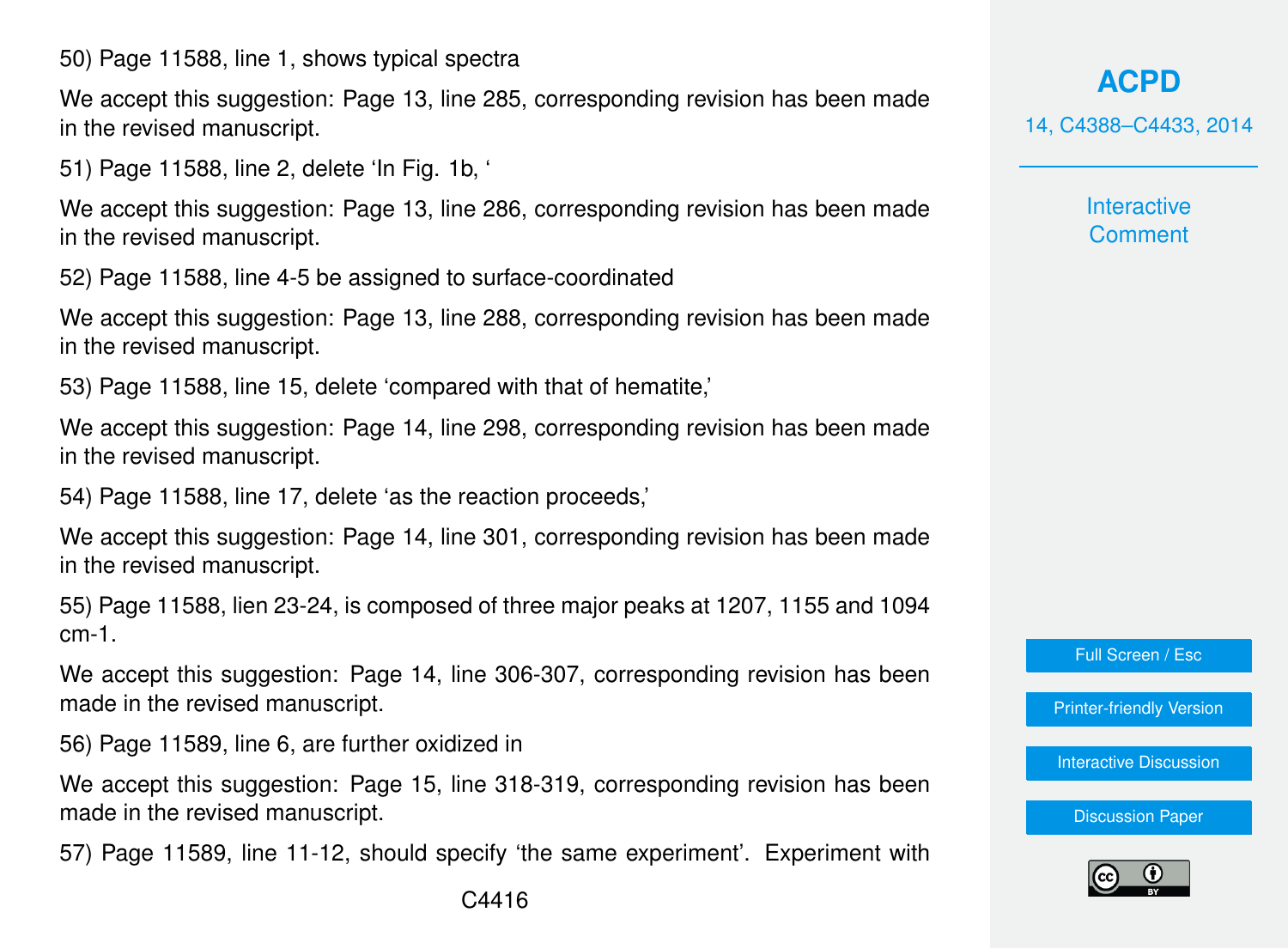50) Page 11588, line 1, shows typical spectra

We accept this suggestion: Page 13, line 285, corresponding revision has been made in the revised manuscript.

51) Page 11588, line 2, delete 'In Fig. 1b, '

We accept this suggestion: Page 13, line 286, corresponding revision has been made in the revised manuscript.

52) Page 11588, line 4-5 be assigned to surface-coordinated

We accept this suggestion: Page 13, line 288, corresponding revision has been made in the revised manuscript.

53) Page 11588, line 15, delete 'compared with that of hematite,'

We accept this suggestion: Page 14, line 298, corresponding revision has been made in the revised manuscript.

54) Page 11588, line 17, delete 'as the reaction proceeds,'

We accept this suggestion: Page 14, line 301, corresponding revision has been made in the revised manuscript.

55) Page 11588, lien 23-24, is composed of three major peaks at 1207, 1155 and 1094 cm-1.

We accept this suggestion: Page 14, line 306-307, corresponding revision has been made in the revised manuscript.

56) Page 11589, line 6, are further oxidized in

We accept this suggestion: Page 15, line 318-319, corresponding revision has been made in the revised manuscript.

57) Page 11589, line 11-12, should specify 'the same experiment'. Experiment with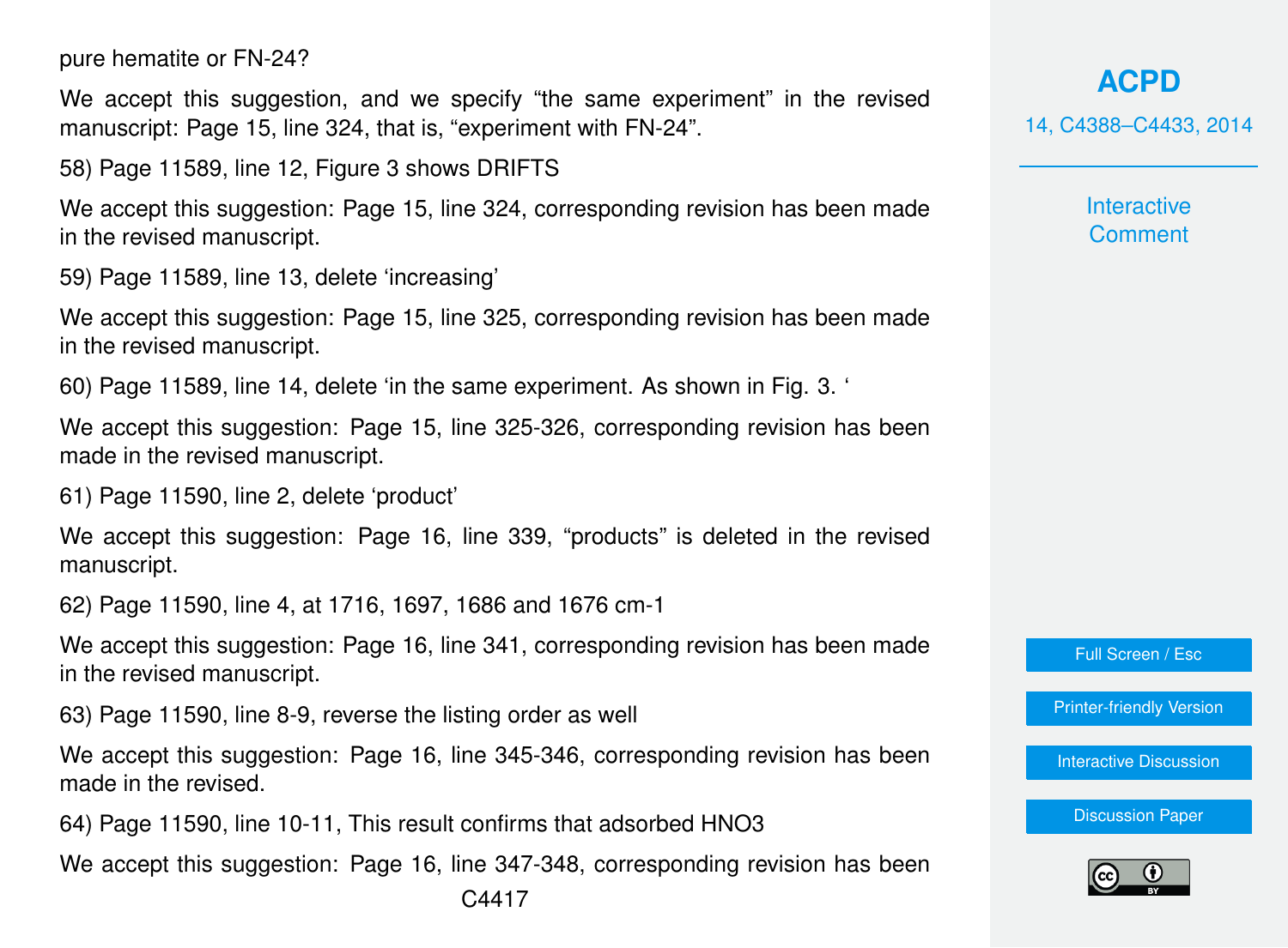pure hematite or FN-24?

We accept this suggestion, and we specify "the same experiment" in the revised manuscript: Page 15, line 324, that is, "experiment with FN-24".

58) Page 11589, line 12, Figure 3 shows DRIFTS

We accept this suggestion: Page 15, line 324, corresponding revision has been made in the revised manuscript.

59) Page 11589, line 13, delete 'increasing'

We accept this suggestion: Page 15, line 325, corresponding revision has been made in the revised manuscript.

60) Page 11589, line 14, delete 'in the same experiment. As shown in Fig. 3. '

We accept this suggestion: Page 15, line 325-326, corresponding revision has been made in the revised manuscript.

61) Page 11590, line 2, delete 'product'

We accept this suggestion: Page 16, line 339, "products" is deleted in the revised manuscript.

62) Page 11590, line 4, at 1716, 1697, 1686 and 1676 cm-1

We accept this suggestion: Page 16, line 341, corresponding revision has been made in the revised manuscript.

63) Page 11590, line 8-9, reverse the listing order as well

We accept this suggestion: Page 16, line 345-346, corresponding revision has been made in the revised.

64) Page 11590, line 10-11, This result confirms that adsorbed $HNO_3$

We accept this suggestion: Page 16, line 347-348, corresponding revision has been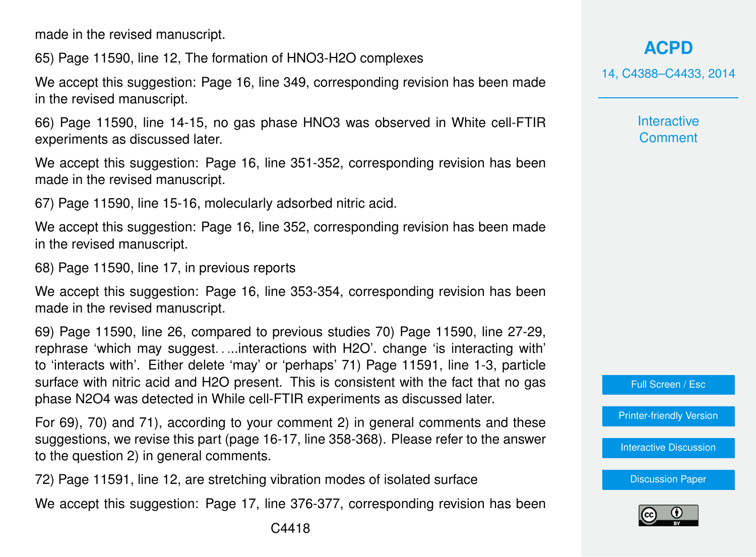made in the revised manuscript.

65) Page 11590, line 12, The formation of $HNO_3$-$H_2O$ complexes

We accept this suggestion: Page 16, line 349, corresponding revision has been made in the revised manuscript.

66) Page 11590, line 14-15, no gas phase $HNO_3$ was observed in White cell-FTIR experiments as discussed later.

We accept this suggestion: Page 16, line 351-352, corresponding revision has been made in the revised manuscript.

67) Page 11590, line 15-16, molecularly adsorbed nitric acid.

We accept this suggestion: Page 16, line 352, corresponding revision has been made in the revised manuscript.

68) Page 11590, line 17, in previous reports

We accept this suggestion: Page 16, line 353-354, corresponding revision has been made in the revised manuscript.

69) Page 11590, line 26, compared to previous studies 70) Page 11590, line 27-29, rephrase 'which may suggest. . ...interactions with $H_2O$'. change 'is interacting with' to 'interacts with'. Either delete 'may' or 'perhaps' 71) Page 11591, line 1-3, particle surface with nitric acid and $H_2O$ present. This is consistent with the fact that no gas phase $N_2O_4$ was detected in While cell-FTIR experiments as discussed later.

For 69), 70) and 71), according to your comment 2) in general comments and these suggestions, we revise this part (page 16-17, line 358-368). Please refer to the answer to the question 2) in general comments.

72) Page 11591, line 12, are stretching vibration modes of isolated surface

We accept this suggestion: Page 17, line 376-377, corresponding revision has been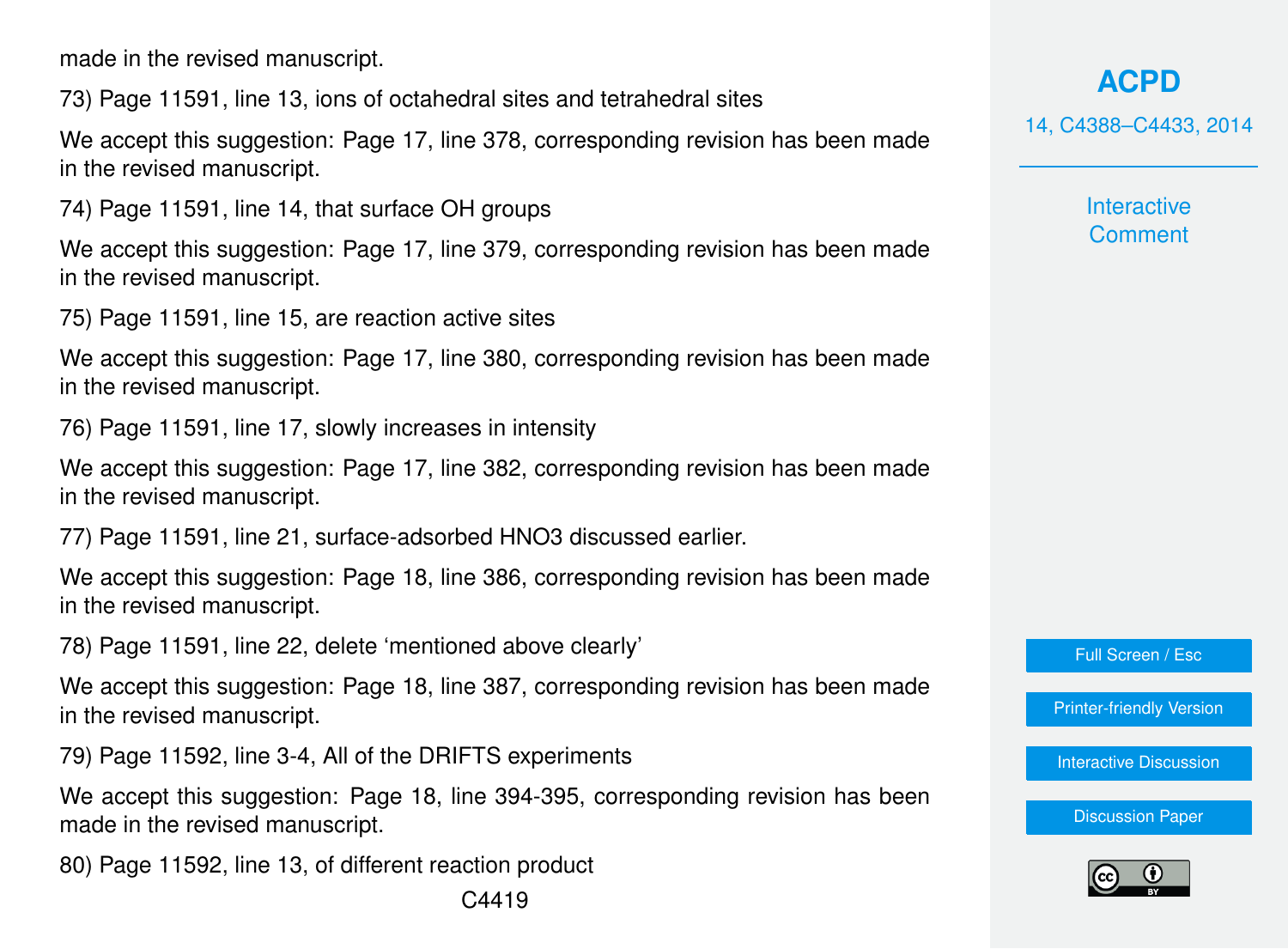made in the revised manuscript.

73) Page 11591, line 13, ions of octahedral sites and tetrahedral sites

We accept this suggestion: Page 17, line 378, corresponding revision has been made in the revised manuscript.

74) Page 11591, line 14, that surface OH groups

We accept this suggestion: Page 17, line 379, corresponding revision has been made in the revised manuscript.

75) Page 11591, line 15, are reaction active sites

We accept this suggestion: Page 17, line 380, corresponding revision has been made in the revised manuscript.

76) Page 11591, line 17, slowly increases in intensity

We accept this suggestion: Page 17, line 382, corresponding revision has been made in the revised manuscript.

77) Page 11591, line 21, surface-adsorbed $HNO_3$ discussed earlier.

We accept this suggestion: Page 18, line 386, corresponding revision has been made in the revised manuscript.

78) Page 11591, line 22, delete 'mentioned above clearly'

We accept this suggestion: Page 18, line 387, corresponding revision has been made in the revised manuscript.

79) Page 11592, line 3-4, All of the DRIFTS experiments

We accept this suggestion: Page 18, line 394-395, corresponding revision has been made in the revised manuscript.

80) Page 11592, line 13, of different reaction product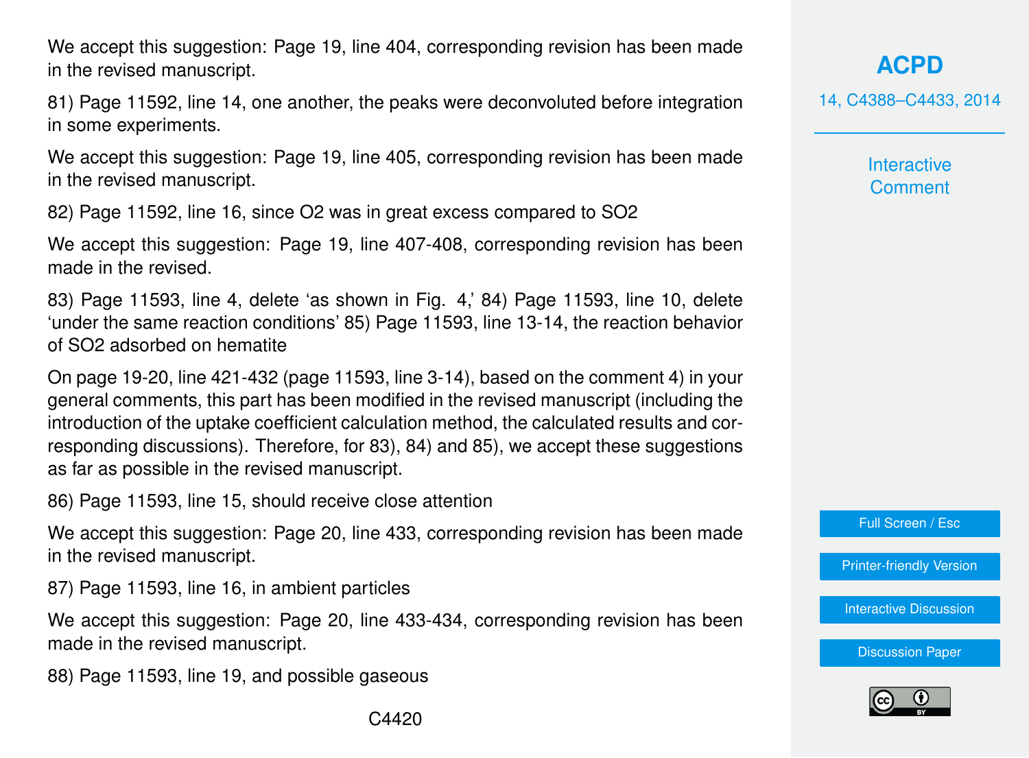We accept this suggestion: Page 19, line 404, corresponding revision has been made in the revised manuscript.

81) Page 11592, line 14, one another, the peaks were deconvoluted before integration in some experiments.

We accept this suggestion: Page 19, line 405, corresponding revision has been made in the revised manuscript.

82) Page 11592, line 16, since $O_2$ was in great excess compared to $SO_2$

We accept this suggestion: Page 19, line 407-408, corresponding revision has been made in the revised.

83) Page 11593, line 4, delete 'as shown in Fig. 4,' 84) Page 11593, line 10, delete 'under the same reaction conditions' 85) Page 11593, line 13-14, the reaction behavior of $SO_2$ adsorbed on hematite

On page 19-20, line 421-432 (page 11593, line 3-14), based on the comment 4) in your general comments, this part has been modified in the revised manuscript (including the introduction of the uptake coefficient calculation method, the calculated results and corresponding discussions). Therefore, for 83), 84) and 85), we accept these suggestions as far as possible in the revised manuscript.

86) Page 11593, line 15, should receive close attention

We accept this suggestion: Page 20, line 433, corresponding revision has been made in the revised manuscript.

87) Page 11593, line 16, in ambient particles

We accept this suggestion: Page 20, line 433-434, corresponding revision has been made in the revised manuscript.

88) Page 11593, line 19, and possible gaseous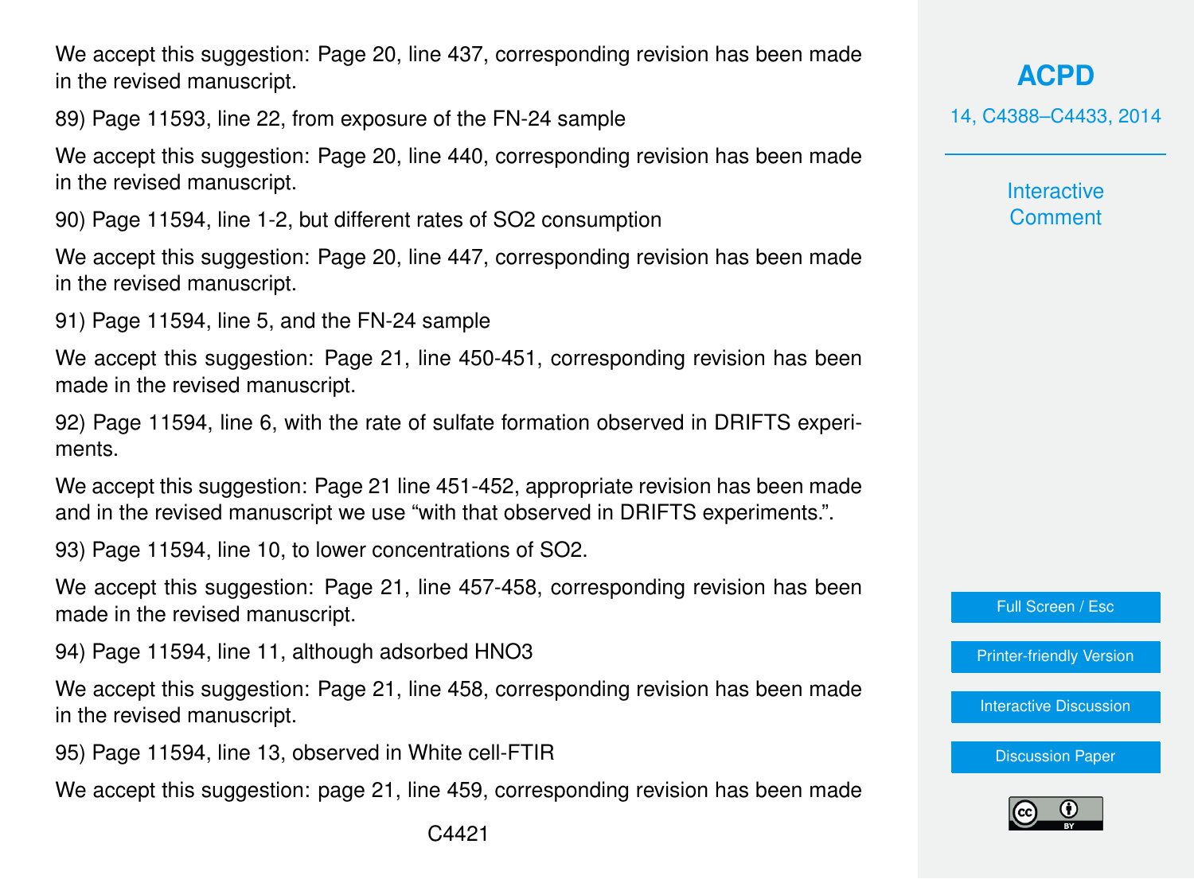We accept this suggestion: Page 20, line 437, corresponding revision has been made in the revised manuscript.

89) Page 11593, line 22, from exposure of the FN-24 sample

We accept this suggestion: Page 20, line 440, corresponding revision has been made in the revised manuscript.

90) Page 11594, line 1-2, but different rates of $SO_2$ consumption

We accept this suggestion: Page 20, line 447, corresponding revision has been made in the revised manuscript.

91) Page 11594, line 5, and the FN-24 sample

We accept this suggestion: Page 21, line 450-451, corresponding revision has been made in the revised manuscript.

92) Page 11594, line 6, with the rate of sulfate formation observed in DRIFTS experiments.

We accept this suggestion: Page 21 line 451-452, appropriate revision has been made and in the revised manuscript we use "with that observed in DRIFTS experiments.".

93) Page 11594, line 10, to lower concentrations of $SO_2$.

We accept this suggestion: Page 21, line 457-458, corresponding revision has been made in the revised manuscript.

94) Page 11594, line 11, although adsorbed $HNO_3$

We accept this suggestion: Page 21, line 458, corresponding revision has been made in the revised manuscript.

95) Page 11594, line 13, observed in White cell-FTIR

We accept this suggestion: page 21, line 459, corresponding revision has been made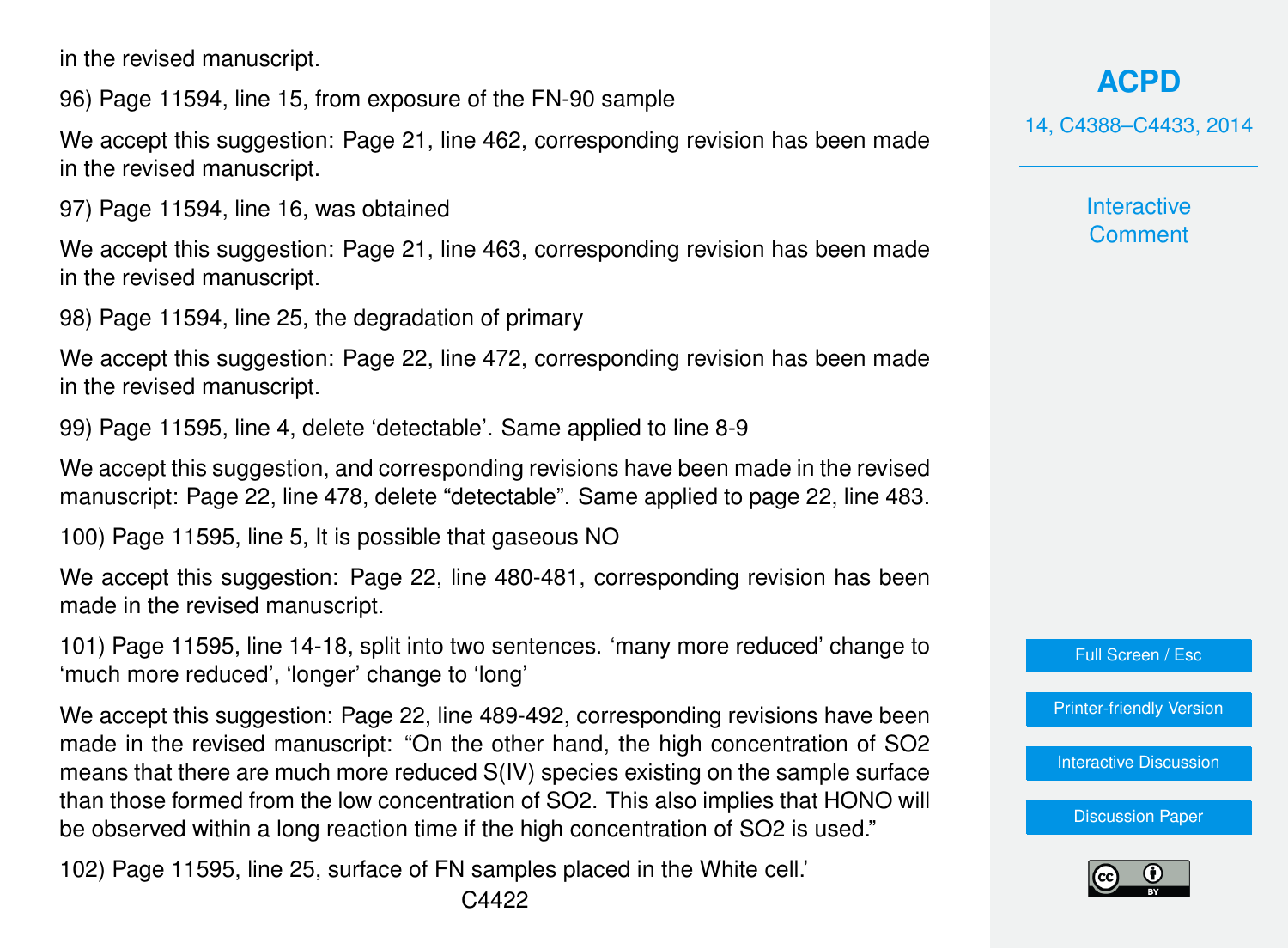in the revised manuscript.

96) Page 11594, line 15, from exposure of the FN-90 sample

We accept this suggestion: Page 21, line 462, corresponding revision has been made in the revised manuscript.

97) Page 11594, line 16, was obtained

We accept this suggestion: Page 21, line 463, corresponding revision has been made in the revised manuscript.

98) Page 11594, line 25, the degradation of primary

We accept this suggestion: Page 22, line 472, corresponding revision has been made in the revised manuscript.

99) Page 11595, line 4, delete 'detectable'. Same applied to line 8-9

We accept this suggestion, and corresponding revisions have been made in the revised manuscript: Page 22, line 478, delete "detectable". Same applied to page 22, line 483.

100) Page 11595, line 5, It is possible that gaseous NO

We accept this suggestion: Page 22, line 480-481, corresponding revision has been made in the revised manuscript.

101) Page 11595, line 14-18, split into two sentences. 'many more reduced' change to 'much more reduced', 'longer' change to 'long'

We accept this suggestion: Page 22, line 489-492, corresponding revisions have been made in the revised manuscript: "On the other hand, the high concentration of SO2 means that there are much more reduced S(IV) species existing on the sample surface than those formed from the low concentration of SO2. This also implies that HONO will be observed within a long reaction time if the high concentration of SO2 is used."

102) Page 11595, line 25, surface of FN samples placed in the White cell.'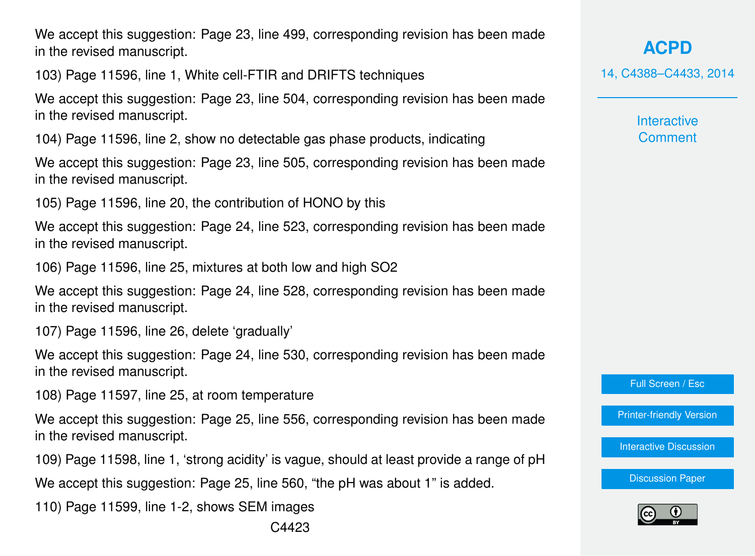We accept this suggestion: Page 23, line 499, corresponding revision has been made in the revised manuscript.

103) Page 11596, line 1, White cell-FTIR and DRIFTS techniques

We accept this suggestion: Page 23, line 504, corresponding revision has been made in the revised manuscript.

104) Page 11596, line 2, show no detectable gas phase products, indicating

We accept this suggestion: Page 23, line 505, corresponding revision has been made in the revised manuscript.

105) Page 11596, line 20, the contribution of HONO by this

We accept this suggestion: Page 24, line 523, corresponding revision has been made in the revised manuscript.

106) Page 11596, line 25, mixtures at both low and high $SO_2$

We accept this suggestion: Page 24, line 528, corresponding revision has been made in the revised manuscript.

107) Page 11596, line 26, delete 'gradually'

We accept this suggestion: Page 24, line 530, corresponding revision has been made in the revised manuscript.

108) Page 11597, line 25, at room temperature

We accept this suggestion: Page 25, line 556, corresponding revision has been made in the revised manuscript.

109) Page 11598, line 1, 'strong acidity' is vague, should at least provide a range of pH

We accept this suggestion: Page 25, line 560, "the pH was about 1" is added.

110) Page 11599, line 1-2, shows SEM images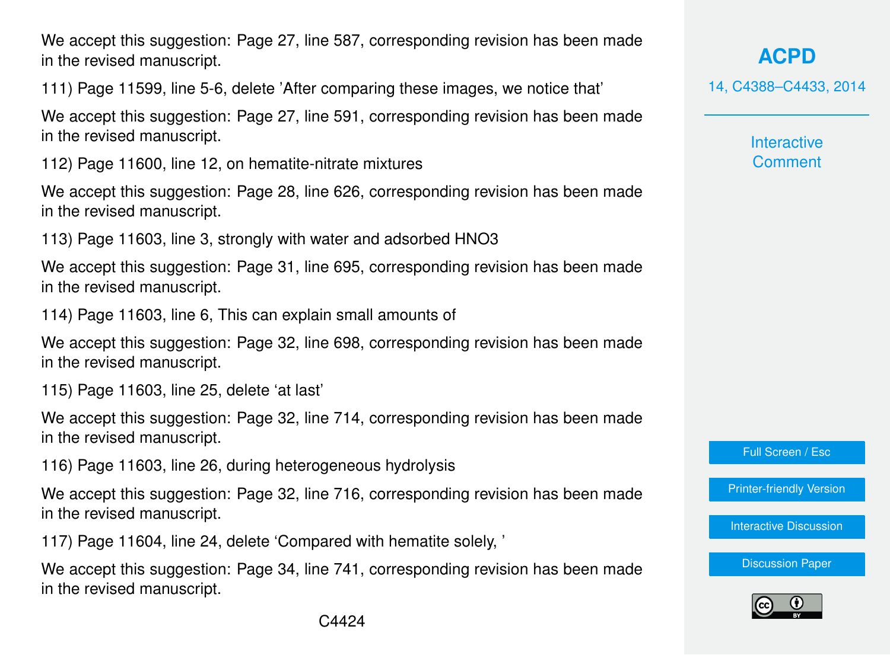We accept this suggestion: Page 27, line 587, corresponding revision has been made in the revised manuscript.

111) Page 11599, line 5-6, delete 'After comparing these images, we notice that'

We accept this suggestion: Page 27, line 591, corresponding revision has been made in the revised manuscript.

112) Page 11600, line 12, on hematite-nitrate mixtures

We accept this suggestion: Page 28, line 626, corresponding revision has been made in the revised manuscript.

113) Page 11603, line 3, strongly with water and adsorbed $HNO_3$

We accept this suggestion: Page 31, line 695, corresponding revision has been made in the revised manuscript.

114) Page 11603, line 6, This can explain small amounts of

We accept this suggestion: Page 32, line 698, corresponding revision has been made in the revised manuscript.

115) Page 11603, line 25, delete 'at last'

We accept this suggestion: Page 32, line 714, corresponding revision has been made in the revised manuscript.

116) Page 11603, line 26, during heterogeneous hydrolysis

We accept this suggestion: Page 32, line 716, corresponding revision has been made in the revised manuscript.

117) Page 11604, line 24, delete 'Compared with hematite solely, '

We accept this suggestion: Page 34, line 741, corresponding revision has been made in the revised manuscript.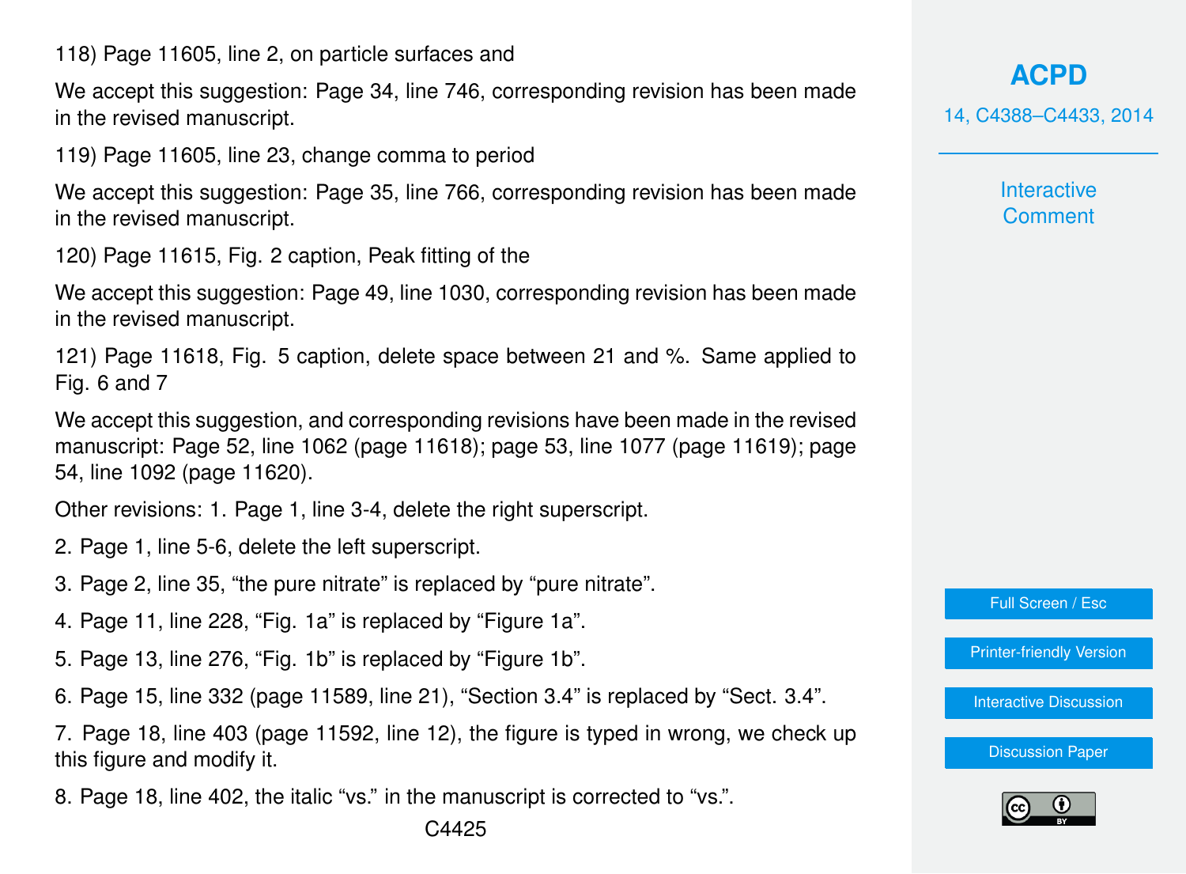118) Page 11605, line 2, on particle surfaces and

We accept this suggestion: Page 34, line 746, corresponding revision has been made in the revised manuscript.

119) Page 11605, line 23, change comma to period

We accept this suggestion: Page 35, line 766, corresponding revision has been made in the revised manuscript.

120) Page 11615, Fig. 2 caption, Peak fitting of the

We accept this suggestion: Page 49, line 1030, corresponding revision has been made in the revised manuscript.

121) Page 11618, Fig. 5 caption, delete space between 21 and %. Same applied to Fig. 6 and 7

We accept this suggestion, and corresponding revisions have been made in the revised manuscript: Page 52, line 1062 (page 11618); page 53, line 1077 (page 11619); page 54, line 1092 (page 11620).

Other revisions: 1. Page 1, line 3-4, delete the right superscript.

2. Page 1, line 5-6, delete the left superscript.

3. Page 2, line 35, "the pure nitrate" is replaced by "pure nitrate".

4. Page 11, line 228, "Fig. 1a" is replaced by "Figure 1a".

5. Page 13, line 276, "Fig. 1b" is replaced by "Figure 1b".

6. Page 15, line 332 (page 11589, line 21), "Section 3.4" is replaced by "Sect. 3.4".

7. Page 18, line 403 (page 11592, line 12), the figure is typed in wrong, we check up this figure and modify it.

8. Page 18, line 402, the italic "vs." in the manuscript is corrected to "vs.".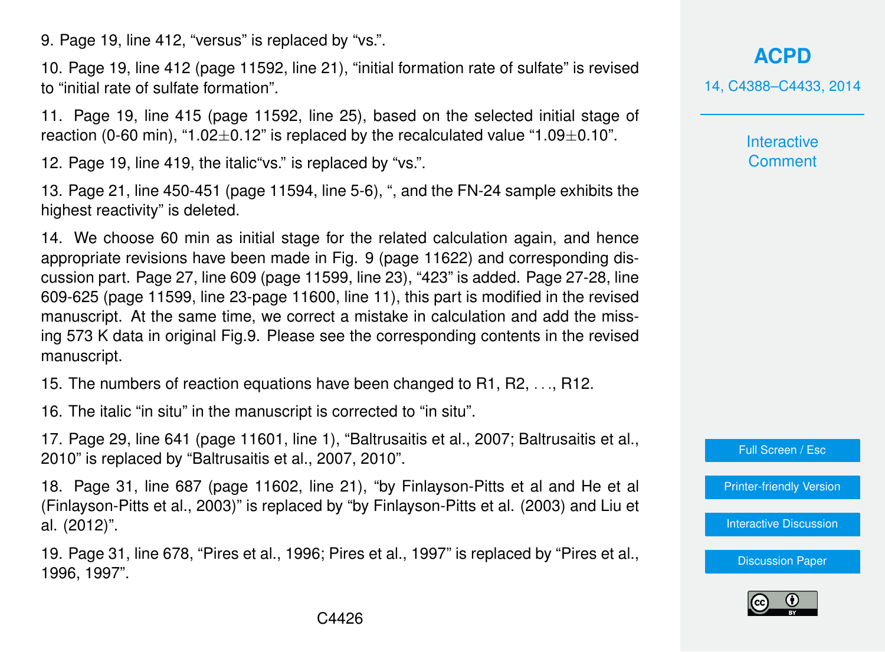9. Page 19, line 412, “versus” is replaced by “vs.”.

10. Page 19, line 412 (page 11592, line 21), “initial formation rate of sulfate” is revised to “initial rate of sulfate formation”.

11. Page 19, line 415 (page 11592, line 25), based on the selected initial stage of reaction (0-60 min), “$1.02\pm0.12$” is replaced by the recalculated value “$1.09\pm0.10$”.

12. Page 19, line 419, the italic“vs.” is replaced by “vs.”.

13. Page 21, line 450-451 (page 11594, line 5-6), “, and the FN-24 sample exhibits the highest reactivity” is deleted.

14. We choose 60 min as initial stage for the related calculation again, and hence appropriate revisions have been made in Fig. 9 (page 11622) and corresponding discussion part. Page 27, line 609 (page 11599, line 23), “423” is added. Page 27-28, line 609-625 (page 11599, line 23-page 11600, line 11), this part is modified in the revised manuscript. At the same time, we correct a mistake in calculation and add the missing 573 K data in original Fig.9. Please see the corresponding contents in the revised manuscript.

15. The numbers of reaction equations have been changed to R1, R2, . . ., R12.

16. The italic “in situ” in the manuscript is corrected to “in situ”.

17. Page 29, line 641 (page 11601, line 1), “Baltrusaitis et al., 2007; Baltrusaitis et al., 2010” is replaced by “Baltrusaitis et al., 2007, 2010”.

18. Page 31, line 687 (page 11602, line 21), “by Finlayson-Pitts et al and He et al (Finlayson-Pitts et al., 2003)” is replaced by “by Finlayson-Pitts et al. (2003) and Liu et al. (2012)”.

19. Page 31, line 678, “Pires et al., 1996; Pires et al., 1997” is replaced by “Pires et al., 1996, 1997”.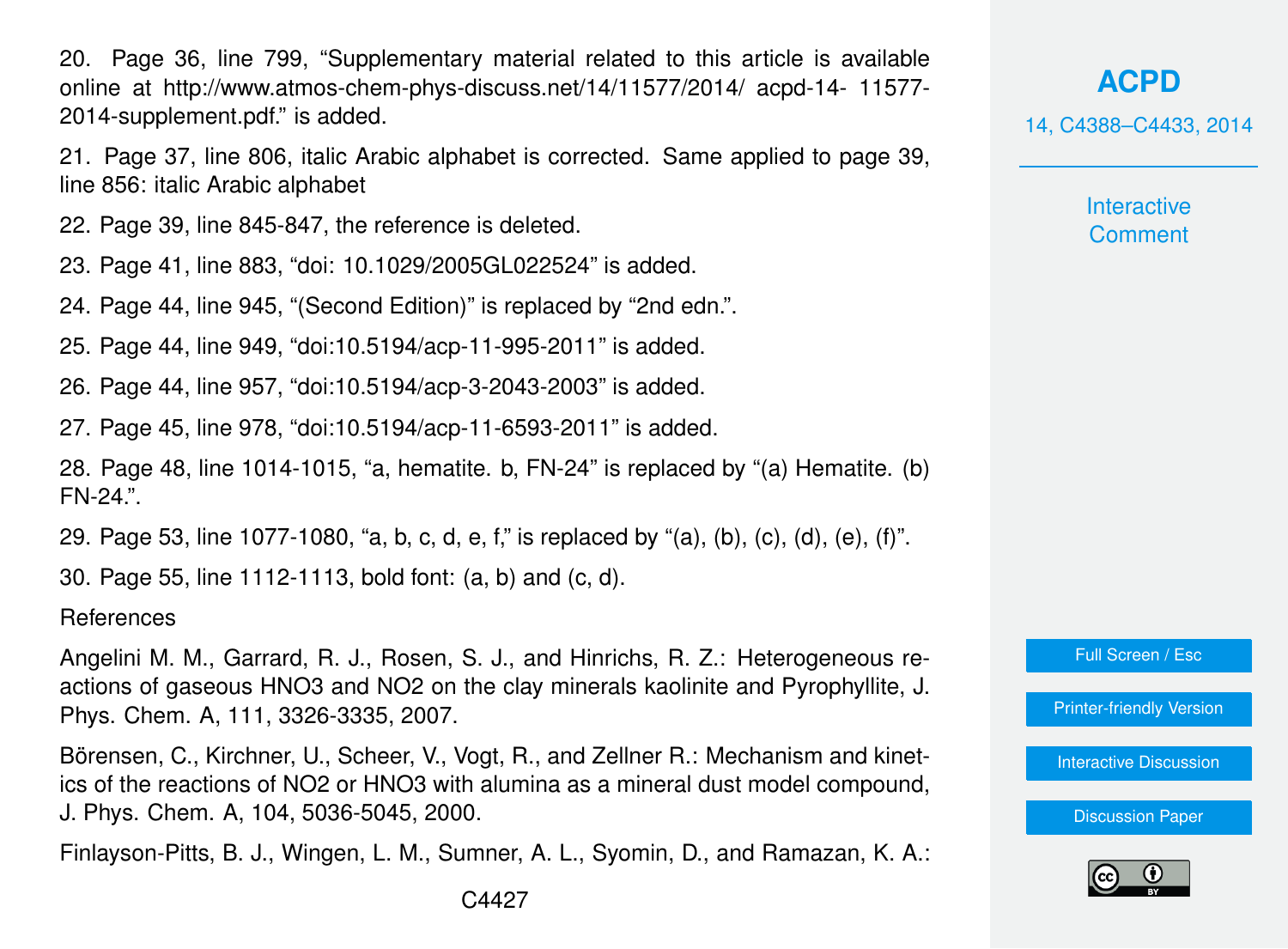20. Page 36, line 799, "Supplementary material related to this article is available online at http://www.atmos-chem-phys-discuss.net/14/11577/2014/ acpd-14- 11577-2014-supplement.pdf." is added.

21. Page 37, line 806, italic Arabic alphabet is corrected. Same applied to page 39, line 856: italic Arabic alphabet

22. Page 39, line 845-847, the reference is deleted.

23. Page 41, line 883, "doi: 10.1029/2005GL022524" is added.

24. Page 44, line 945, "(Second Edition)" is replaced by "2nd edn.".

25. Page 44, line 949, "doi:10.5194/acp-11-995-2011" is added.

26. Page 44, line 957, "doi:10.5194/acp-3-2043-2003" is added.

27. Page 45, line 978, "doi:10.5194/acp-11-6593-2011" is added.

28. Page 48, line 1014-1015, "a, hematite. b, FN-24" is replaced by "(a) Hematite. (b) FN-24.".

29. Page 53, line 1077-1080, "a, b, c, d, e, f," is replaced by "(a), (b), (c), (d), (e), (f)".

30. Page 55, line 1112-1113, bold font: (a, b) and (c, d).

References

Angelini M. M., Garrard, R. J., Rosen, S. J., and Hinrichs, R. Z.: Heterogeneous reactions of gaseous HNO3 and NO2 on the clay minerals kaolinite and Pyrophyllite, J. Phys. Chem. A, 111, 3326-3335, 2007.

Börensen, C., Kirchner, U., Scheer, V., Vogt, R., and Zellner R.: Mechanism and kinetics of the reactions of NO2 or HNO3 with alumina as a mineral dust model compound, J. Phys. Chem. A, 104, 5036-5045, 2000.

Finlayson-Pitts, B. J., Wingen, L. M., Sumner, A. L., Syomin, D., and Ramazan, K. A.: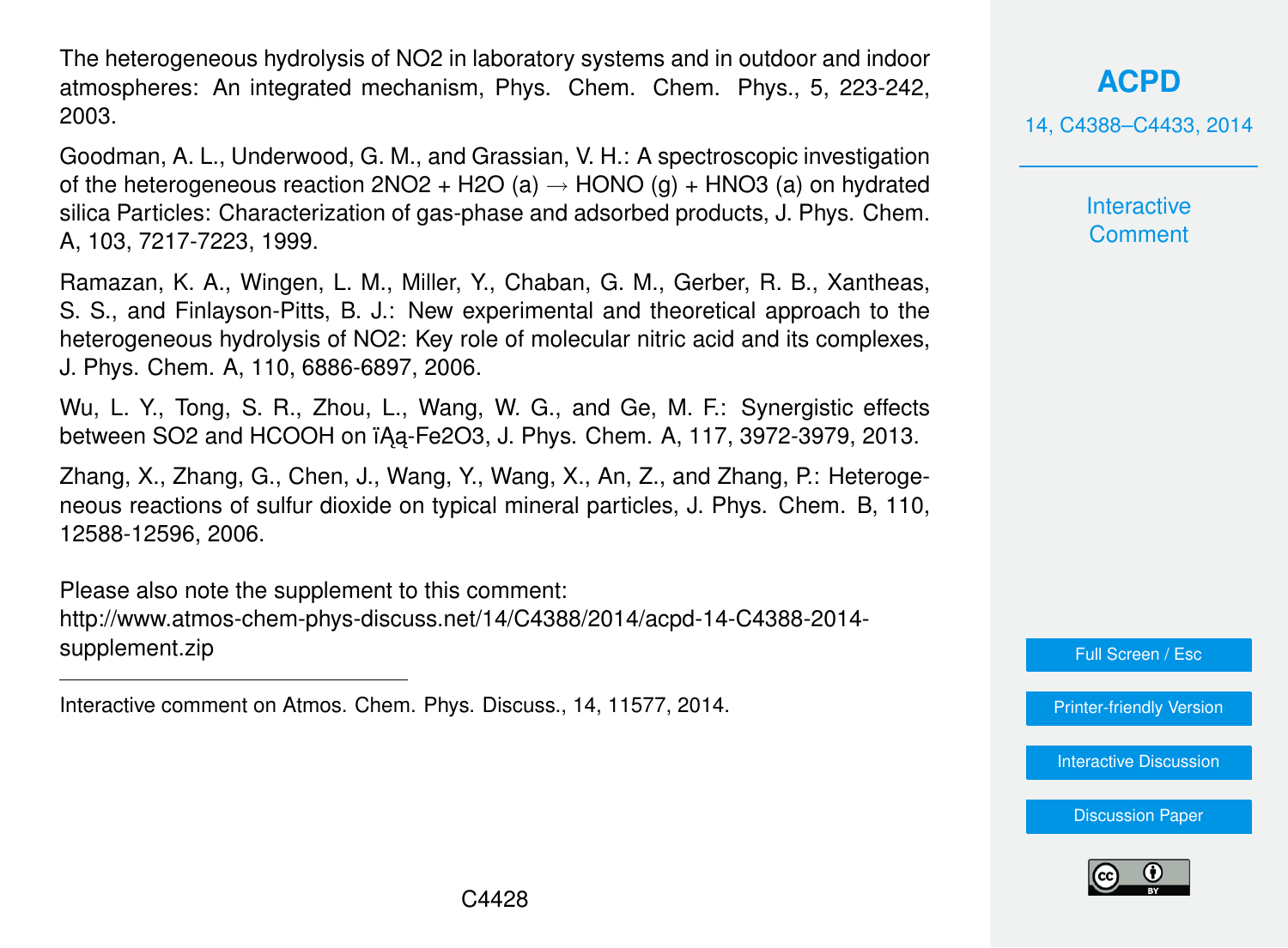The heterogeneous hydrolysis of $NO_2$ in laboratory systems and in outdoor and indoor atmospheres: An integrated mechanism, Phys. Chem. Chem. Phys., 5, 223-242, 2003.

Goodman, A. L., Underwood, G. M., and Grassian, V. H.: A spectroscopic investigation of the heterogeneous reaction $2NO_2 + H_2O\ (a) \rightarrow HONO\ (g) + HNO_3\ (a)$ on hydrated silica Particles: Characterization of gas-phase and adsorbed products, J. Phys. Chem. A, 103, 7217-7223, 1999.

Ramazan, K. A., Wingen, L. M., Miller, Y., Chaban, G. M., Gerber, R. B., Xantheas, S. S., and Finlayson-Pitts, B. J.: New experimental and theoretical approach to the heterogeneous hydrolysis of $NO_2$: Key role of molecular nitric acid and its complexes, J. Phys. Chem. A, 110, 6886-6897, 2006.

Wu, L. Y., Tong, S. R., Zhou, L., Wang, W. G., and Ge, M. F.: Synergistic effects between $SO_2$ and HCOOH on ïĄą-$Fe_2O_3$, J. Phys. Chem. A, 117, 3972-3979, 2013.

Zhang, X., Zhang, G., Chen, J., Wang, Y., Wang, X., An, Z., and Zhang, P.: Heterogeneous reactions of sulfur dioxide on typical mineral particles, J. Phys. Chem. B, 110, 12588-12596, 2006.

Please also note the supplement to this comment:
http://www.atmos-chem-phys-discuss.net/14/C4388/2014/acpd-14-C4388-2014-supplement.zip

Interactive comment on Atmos. Chem. Phys. Discuss., 14, 11577, 2014.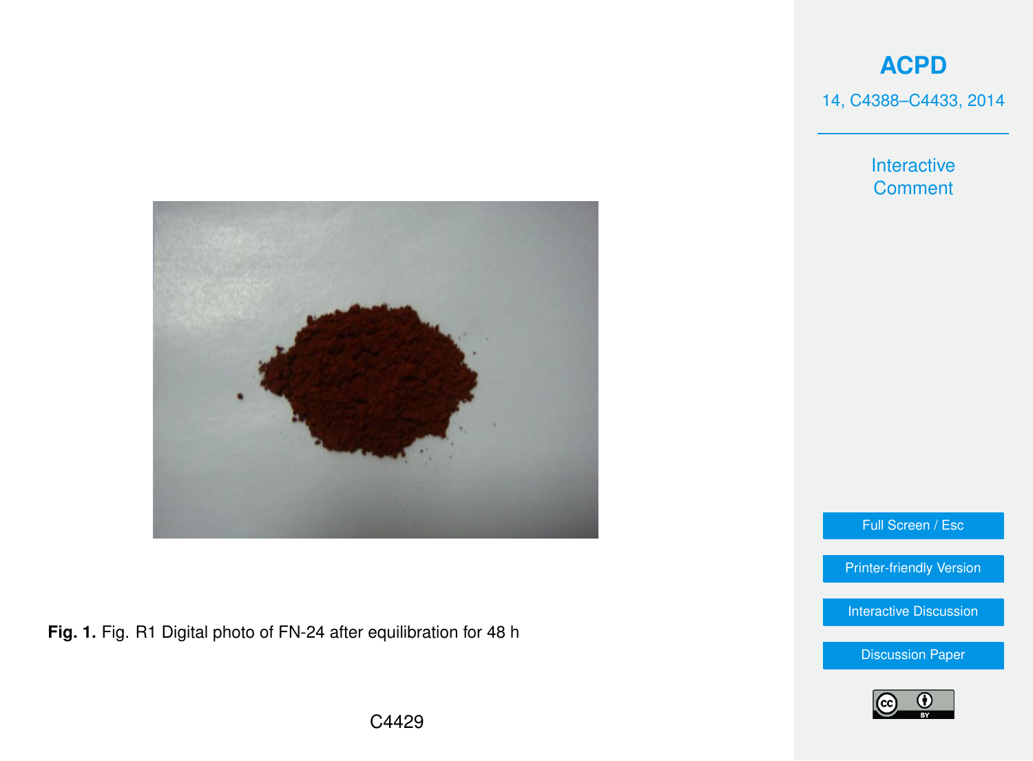**Fig. 1.** Fig. R1 Digital photo of FN-24 after equilibration for 48 h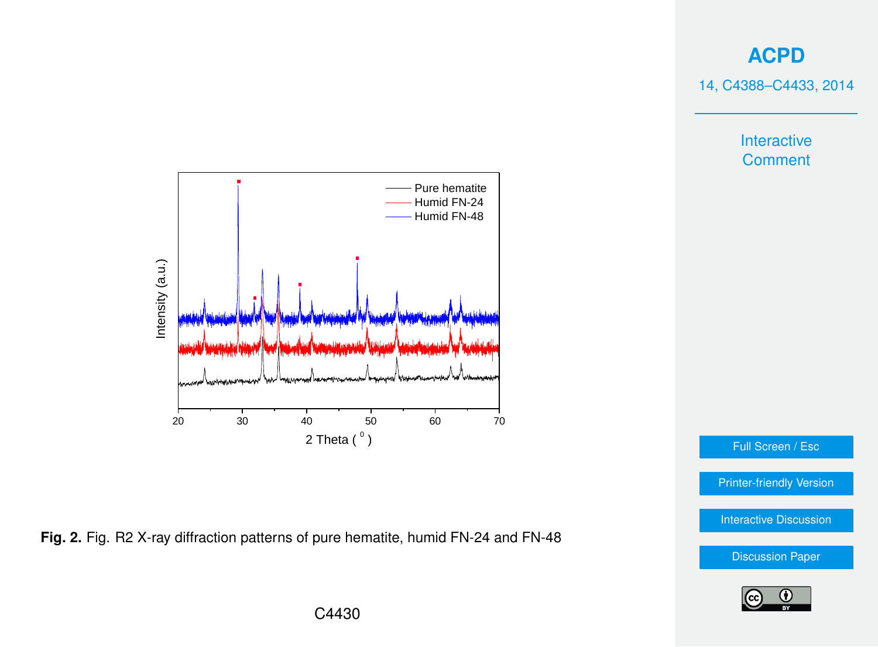**Fig. 2.** Fig. R2 X-ray diffraction patterns of pure hematite, humid FN-24 and FN-48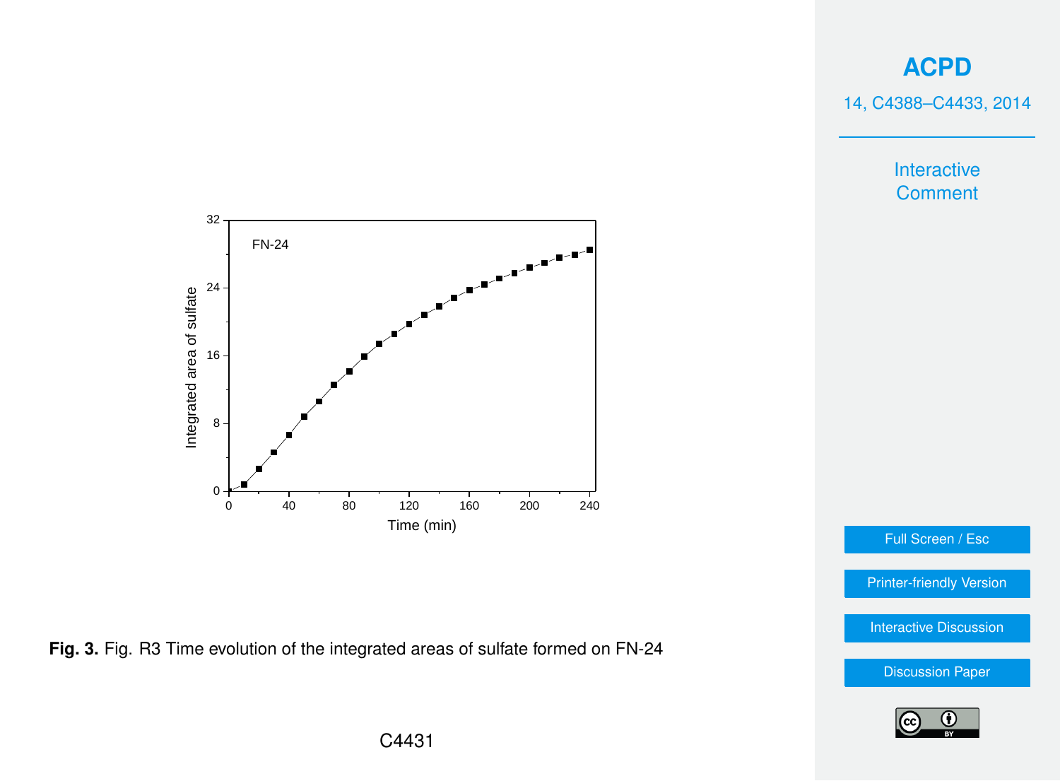**Fig. 3.** Fig. R3 Time evolution of the integrated areas of sulfate formed on FN-24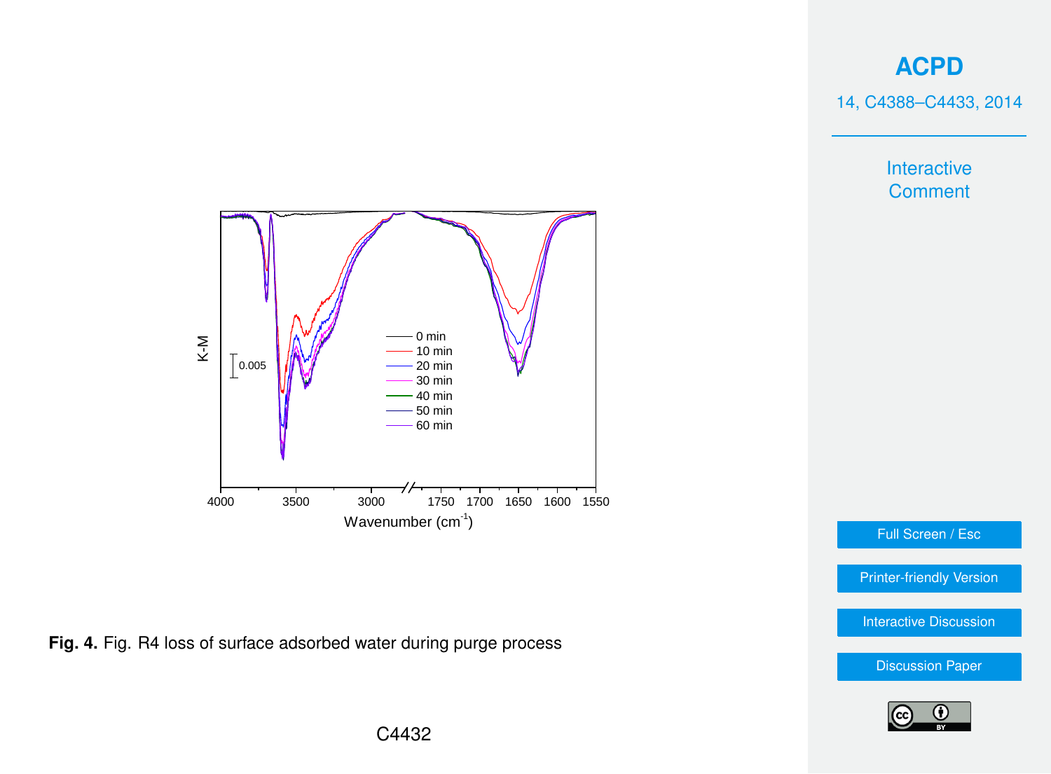**Fig. 4.** Fig. R4 loss of surface adsorbed water during purge process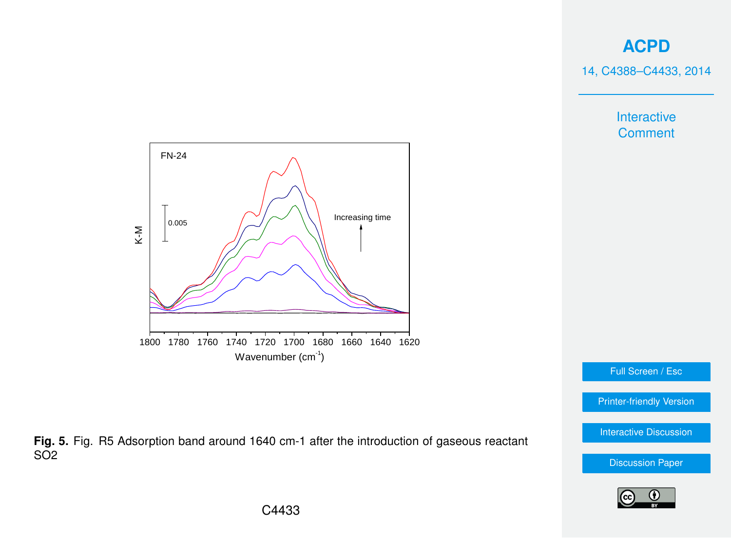FN-24

0.005

K-M

Increasing time

1800 1780 1760 1740 1720 1700 1680 1660 1640 1620

Wavenumber (cm$^{-1}$)

**Fig. 5.** Fig. R5 Adsorption band around 1640 cm-1 after the introduction of gaseous reactant SO2